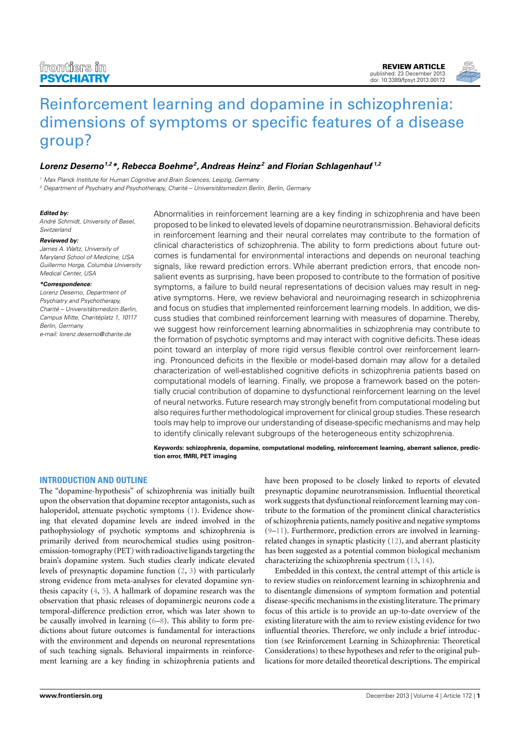REVIEW ARTICLE
published: 23 December 2013
doi: 10.3389/fpsyt.2013.00172

# Reinforcement learning and dopamine in schizophrenia: dimensions of symptoms or specific features of a disease group?

***Lorenz Deserno[1,2]\*, Rebecca Boehme[2], Andreas Heinz[2] and Florian Schlagenhauf[1,2]***

[1] Max Planck Institute for Human Cognitive and Brain Sciences, Leipzig, Germany
[2] Department of Psychiatry and Psychotherapy, Charité – Universitätsmedizin Berlin, Berlin, Germany

**Edited by:**
André Schmidt, University of Basel, Switzerland

**Reviewed by:**
James A. Waltz, University of Maryland School of Medicine, USA
Guillermo Horga, Columbia University Medical Center, USA

***Correspondence:**
Lorenz Deserno, Department of Psychiatry and Psychotherapy, Charité – Universitätsmedizin Berlin, Campus Mitte, Charitéplatz 1, 10117 Berlin, Germany
e-mail: lorenz.deserno@charite.de

Abnormalities in reinforcement learning are a key finding in schizophrenia and have been proposed to be linked to elevated levels of dopamine neurotransmission. Behavioral deficits in reinforcement learning and their neural correlates may contribute to the formation of clinical characteristics of schizophrenia. The ability to form predictions about future outcomes is fundamental for environmental interactions and depends on neuronal teaching signals, like reward prediction errors. While aberrant prediction errors, that encode non-salient events as surprising, have been proposed to contribute to the formation of positive symptoms, a failure to build neural representations of decision values may result in negative symptoms. Here, we review behavioral and neuroimaging research in schizophrenia and focus on studies that implemented reinforcement learning models. In addition, we discuss studies that combined reinforcement learning with measures of dopamine. Thereby, we suggest how reinforcement learning abnormalities in schizophrenia may contribute to the formation of psychotic symptoms and may interact with cognitive deficits. These ideas point toward an interplay of more rigid versus flexible control over reinforcement learning. Pronounced deficits in the flexible or model-based domain may allow for a detailed characterization of well-established cognitive deficits in schizophrenia patients based on computational models of learning. Finally, we propose a framework based on the potentially crucial contribution of dopamine to dysfunctional reinforcement learning on the level of neural networks. Future research may strongly benefit from computational modeling but also requires further methodological improvement for clinical group studies. These research tools may help to improve our understanding of disease-specific mechanisms and may help to identify clinically relevant subgroups of the heterogeneous entity schizophrenia.

**Keywords: schizophrenia, dopamine, computational modeling, reinforcement learning, aberrant salience, prediction error, fMRI, PET imaging**

## INTRODUCTION AND OUTLINE

The "dopamine-hypothesis" of schizophrenia was initially built upon the observation that dopamine receptor antagonists, such as haloperidol, attenuate psychotic symptoms (1). Evidence showing that elevated dopamine levels are indeed involved in the pathophysiology of psychotic symptoms and schizophrenia is primarily derived from neurochemical studies using positron-emission-tomography (PET) with radioactive ligands targeting the brain's dopamine system. Such studies clearly indicate elevated levels of presynaptic dopamine function (2, 3) with particularly strong evidence from meta-analyses for elevated dopamine synthesis capacity (4, 5). A hallmark of dopamine research was the observation that phasic releases of dopaminergic neurons code a temporal-difference prediction error, which was later shown to be causally involved in learning (6–8). This ability to form predictions about future outcomes is fundamental for interactions with the environment and depends on neuronal representations of such teaching signals. Behavioral impairments in reinforcement learning are a key finding in schizophrenia patients and have been proposed to be closely linked to reports of elevated presynaptic dopamine neurotransmission. Influential theoretical work suggests that dysfunctional reinforcement learning may contribute to the formation of the prominent clinical characteristics of schizophrenia patients, namely positive and negative symptoms (9–11). Furthermore, prediction errors are involved in learning-related changes in synaptic plasticity (12), and aberrant plasticity has been suggested as a potential common biological mechanism characterizing the schizophrenia spectrum (13, 14).

Embedded in this context, the central attempt of this article is to review studies on reinforcement learning in schizophrenia and to disentangle dimensions of symptom formation and potential disease-specific mechanisms in the existing literature. The primary focus of this article is to provide an up-to-date overview of the existing literature with the aim to review existing evidence for two influential theories. Therefore, we only include a brief introduction (see Reinforcement Learning in Schizophrenia: Theoretical Considerations) to these hypotheses and refer to the original publications for more detailed theoretical descriptions. The empirical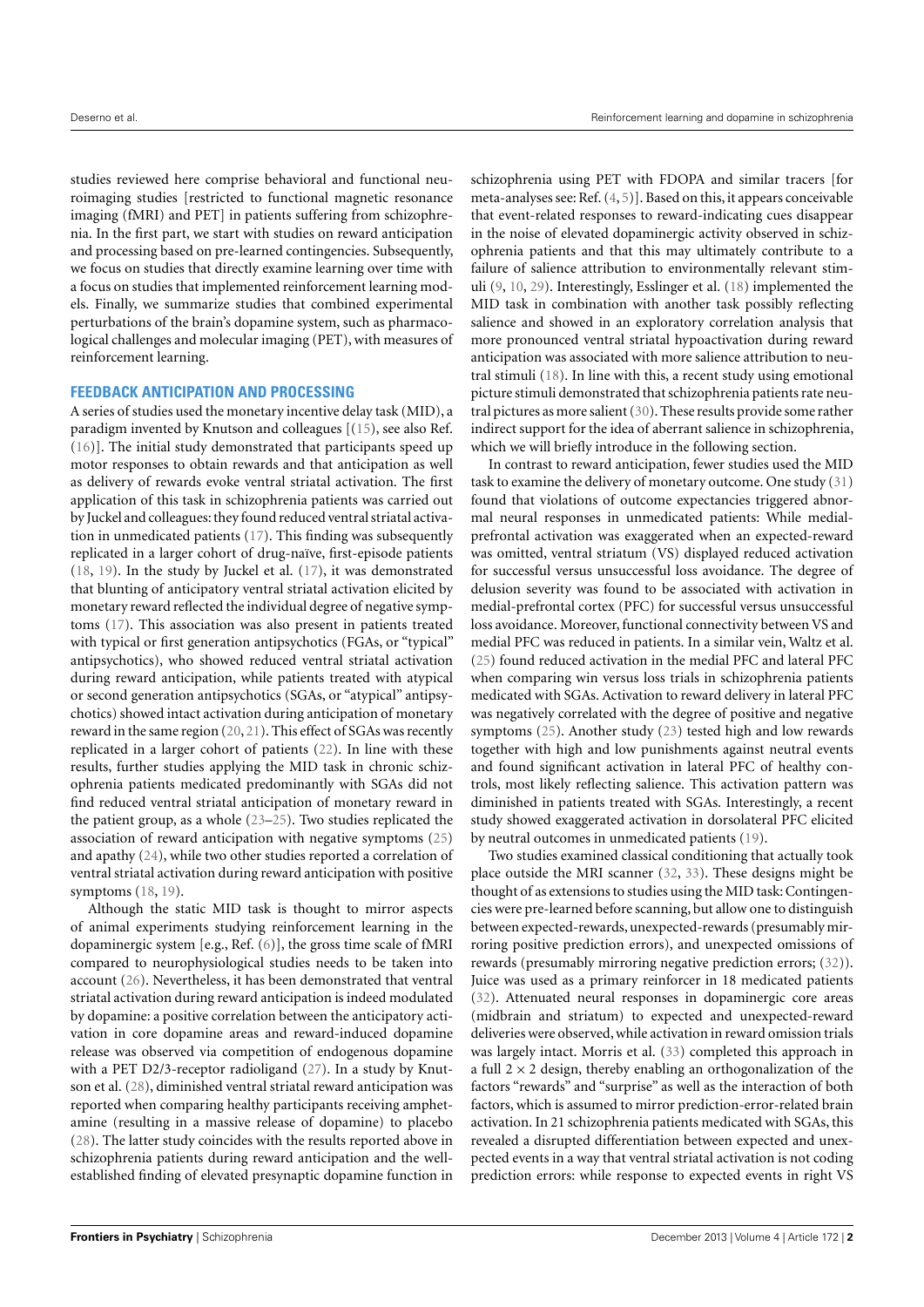studies reviewed here comprise behavioral and functional neuroimaging studies [restricted to functional magnetic resonance imaging (fMRI) and PET] in patients suffering from schizophrenia. In the first part, we start with studies on reward anticipation and processing based on pre-learned contingencies. Subsequently, we focus on studies that directly examine learning over time with a focus on studies that implemented reinforcement learning models. Finally, we summarize studies that combined experimental perturbations of the brain's dopamine system, such as pharmacological challenges and molecular imaging (PET), with measures of reinforcement learning.

## FEEDBACK ANTICIPATION AND PROCESSING

A series of studies used the monetary incentive delay task (MID), a paradigm invented by Knutson and colleagues [(15), see also Ref. (16)]. The initial study demonstrated that participants speed up motor responses to obtain rewards and that anticipation as well as delivery of rewards evoke ventral striatal activation. The first application of this task in schizophrenia patients was carried out by Juckel and colleagues: they found reduced ventral striatal activation in unmedicated patients (17). This finding was subsequently replicated in a larger cohort of drug-naïve, first-episode patients (18, 19). In the study by Juckel et al. (17), it was demonstrated that blunting of anticipatory ventral striatal activation elicited by monetary reward reflected the individual degree of negative symptoms (17). This association was also present in patients treated with typical or first generation antipsychotics (FGAs, or "typical" antipsychotics), who showed reduced ventral striatal activation during reward anticipation, while patients treated with atypical or second generation antipsychotics (SGAs, or "atypical" antipsychotics) showed intact activation during anticipation of monetary reward in the same region (20, 21). This effect of SGAs was recently replicated in a larger cohort of patients (22). In line with these results, further studies applying the MID task in chronic schizophrenia patients medicated predominantly with SGAs did not find reduced ventral striatal anticipation of monetary reward in the patient group, as a whole (23–25). Two studies replicated the association of reward anticipation with negative symptoms (25) and apathy (24), while two other studies reported a correlation of ventral striatal activation during reward anticipation with positive symptoms (18, 19).

Although the static MID task is thought to mirror aspects of animal experiments studying reinforcement learning in the dopaminergic system [e.g., Ref. (6)], the gross time scale of fMRI compared to neurophysiological studies needs to be taken into account (26). Nevertheless, it has been demonstrated that ventral striatal activation during reward anticipation is indeed modulated by dopamine: a positive correlation between the anticipatory activation in core dopamine areas and reward-induced dopamine release was observed via competition of endogenous dopamine with a PET D2/3-receptor radioligand (27). In a study by Knutson et al. (28), diminished ventral striatal reward anticipation was reported when comparing healthy participants receiving amphetamine (resulting in a massive release of dopamine) to placebo (28). The latter study coincides with the results reported above in schizophrenia patients during reward anticipation and the well-established finding of elevated presynaptic dopamine function in schizophrenia using PET with FDOPA and similar tracers [for meta-analyses see: Ref. (4, 5)]. Based on this, it appears conceivable that event-related responses to reward-indicating cues disappear in the noise of elevated dopaminergic activity observed in schizophrenia patients and that this may ultimately contribute to a failure of salience attribution to environmentally relevant stimuli (9, 10, 29). Interestingly, Esslinger et al. (18) implemented the MID task in combination with another task possibly reflecting salience and showed in an exploratory correlation analysis that more pronounced ventral striatal hypoactivation during reward anticipation was associated with more salience attribution to neutral stimuli (18). In line with this, a recent study using emotional picture stimuli demonstrated that schizophrenia patients rate neutral pictures as more salient (30). These results provide some rather indirect support for the idea of aberrant salience in schizophrenia, which we will briefly introduce in the following section.

In contrast to reward anticipation, fewer studies used the MID task to examine the delivery of monetary outcome. One study (31) found that violations of outcome expectancies triggered abnormal neural responses in unmedicated patients: While medial-prefrontal activation was exaggerated when an expected-reward was omitted, ventral striatum (VS) displayed reduced activation for successful versus unsuccessful loss avoidance. The degree of delusion severity was found to be associated with activation in medial-prefrontal cortex (PFC) for successful versus unsuccessful loss avoidance. Moreover, functional connectivity between VS and medial PFC was reduced in patients. In a similar vein, Waltz et al. (25) found reduced activation in the medial PFC and lateral PFC when comparing win versus loss trials in schizophrenia patients medicated with SGAs. Activation to reward delivery in lateral PFC was negatively correlated with the degree of positive and negative symptoms (25). Another study (23) tested high and low rewards together with high and low punishments against neutral events and found significant activation in lateral PFC of healthy controls, most likely reflecting salience. This activation pattern was diminished in patients treated with SGAs. Interestingly, a recent study showed exaggerated activation in dorsolateral PFC elicited by neutral outcomes in unmedicated patients (19).

Two studies examined classical conditioning that actually took place outside the MRI scanner (32, 33). These designs might be thought of as extensions to studies using the MID task: Contingencies were pre-learned before scanning, but allow one to distinguish between expected-rewards, unexpected-rewards (presumably mirroring positive prediction errors), and unexpected omissions of rewards (presumably mirroring negative prediction errors; (32)). Juice was used as a primary reinforcer in 18 medicated patients (32). Attenuated neural responses in dopaminergic core areas (midbrain and striatum) to expected and unexpected-reward deliveries were observed, while activation in reward omission trials was largely intact. Morris et al. (33) completed this approach in a full 2 × 2 design, thereby enabling an orthogonalization of the factors "rewards" and "surprise" as well as the interaction of both factors, which is assumed to mirror prediction-error-related brain activation. In 21 schizophrenia patients medicated with SGAs, this revealed a disrupted differentiation between expected and unexpected events in a way that ventral striatal activation is not coding prediction errors: while response to expected events in right VS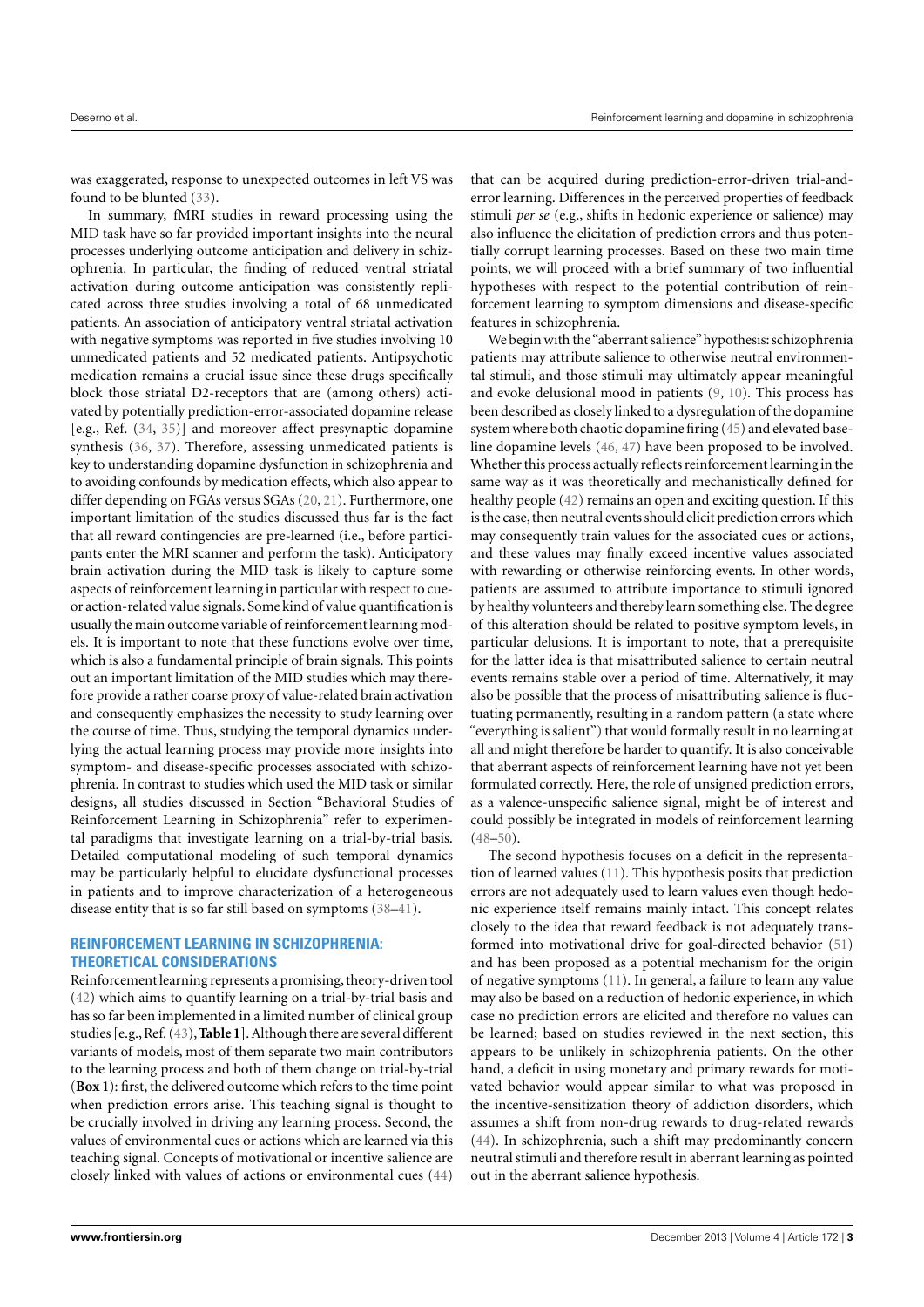was exaggerated, response to unexpected outcomes in left VS was found to be blunted (33).

In summary, fMRI studies in reward processing using the MID task have so far provided important insights into the neural processes underlying outcome anticipation and delivery in schizophrenia. In particular, the finding of reduced ventral striatal activation during outcome anticipation was consistently replicated across three studies involving a total of 68 unmedicated patients. An association of anticipatory ventral striatal activation with negative symptoms was reported in five studies involving 10 unmedicated patients and 52 medicated patients. Antipsychotic medication remains a crucial issue since these drugs specifically block those striatal D2-receptors that are (among others) activated by potentially prediction-error-associated dopamine release [e.g., Ref. (34, 35)] and moreover affect presynaptic dopamine synthesis (36, 37). Therefore, assessing unmedicated patients is key to understanding dopamine dysfunction in schizophrenia and to avoiding confounds by medication effects, which also appear to differ depending on FGAs versus SGAs (20, 21). Furthermore, one important limitation of the studies discussed thus far is the fact that all reward contingencies are pre-learned (i.e., before participants enter the MRI scanner and perform the task). Anticipatory brain activation during the MID task is likely to capture some aspects of reinforcement learning in particular with respect to cue- or action-related value signals. Some kind of value quantification is usually the main outcome variable of reinforcement learning models. It is important to note that these functions evolve over time, which is also a fundamental principle of brain signals. This points out an important limitation of the MID studies which may therefore provide a rather coarse proxy of value-related brain activation and consequently emphasizes the necessity to study learning over the course of time. Thus, studying the temporal dynamics underlying the actual learning process may provide more insights into symptom- and disease-specific processes associated with schizophrenia. In contrast to studies which used the MID task or similar designs, all studies discussed in Section "Behavioral Studies of Reinforcement Learning in Schizophrenia" refer to experimental paradigms that investigate learning on a trial-by-trial basis. Detailed computational modeling of such temporal dynamics may be particularly helpful to elucidate dysfunctional processes in patients and to improve characterization of a heterogeneous disease entity that is so far still based on symptoms (38–41).

## REINFORCEMENT LEARNING IN SCHIZOPHRENIA: THEORETICAL CONSIDERATIONS

Reinforcement learning represents a promising, theory-driven tool (42) which aims to quantify learning on a trial-by-trial basis and has so far been implemented in a limited number of clinical group studies [e.g., Ref. (43), **Table 1**]. Although there are several different variants of models, most of them separate two main contributors to the learning process and both of them change on trial-by-trial (**Box 1**): first, the delivered outcome which refers to the time point when prediction errors arise. This teaching signal is thought to be crucially involved in driving any learning process. Second, the values of environmental cues or actions which are learned via this teaching signal. Concepts of motivational or incentive salience are closely linked with values of actions or environmental cues (44) that can be acquired during prediction-error-driven trial-and-error learning. Differences in the perceived properties of feedback stimuli *per se* (e.g., shifts in hedonic experience or salience) may also influence the elicitation of prediction errors and thus potentially corrupt learning processes. Based on these two main time points, we will proceed with a brief summary of two influential hypotheses with respect to the potential contribution of reinforcement learning to symptom dimensions and disease-specific features in schizophrenia.

We begin with the "aberrant salience" hypothesis: schizophrenia patients may attribute salience to otherwise neutral environmental stimuli, and those stimuli may ultimately appear meaningful and evoke delusional mood in patients (9, 10). This process has been described as closely linked to a dysregulation of the dopamine system where both chaotic dopamine firing (45) and elevated baseline dopamine levels (46, 47) have been proposed to be involved. Whether this process actually reflects reinforcement learning in the same way as it was theoretically and mechanistically defined for healthy people (42) remains an open and exciting question. If this is the case, then neutral events should elicit prediction errors which may consequently train values for the associated cues or actions, and these values may finally exceed incentive values associated with rewarding or otherwise reinforcing events. In other words, patients are assumed to attribute importance to stimuli ignored by healthy volunteers and thereby learn something else. The degree of this alteration should be related to positive symptom levels, in particular delusions. It is important to note, that a prerequisite for the latter idea is that misattributed salience to certain neutral events remains stable over a period of time. Alternatively, it may also be possible that the process of misattributing salience is fluctuating permanently, resulting in a random pattern (a state where "everything is salient") that would formally result in no learning at all and might therefore be harder to quantify. It is also conceivable that aberrant aspects of reinforcement learning have not yet been formulated correctly. Here, the role of unsigned prediction errors, as a valence-unspecific salience signal, might be of interest and could possibly be integrated in models of reinforcement learning (48–50).

The second hypothesis focuses on a deficit in the representation of learned values (11). This hypothesis posits that prediction errors are not adequately used to learn values even though hedonic experience itself remains mainly intact. This concept relates closely to the idea that reward feedback is not adequately transformed into motivational drive for goal-directed behavior (51) and has been proposed as a potential mechanism for the origin of negative symptoms (11). In general, a failure to learn any value may also be based on a reduction of hedonic experience, in which case no prediction errors are elicited and therefore no values can be learned; based on studies reviewed in the next section, this appears to be unlikely in schizophrenia patients. On the other hand, a deficit in using monetary and primary rewards for motivated behavior would appear similar to what was proposed in the incentive-sensitization theory of addiction disorders, which assumes a shift from non-drug rewards to drug-related rewards (44). In schizophrenia, such a shift may predominantly concern neutral stimuli and therefore result in aberrant learning as pointed out in the aberrant salience hypothesis.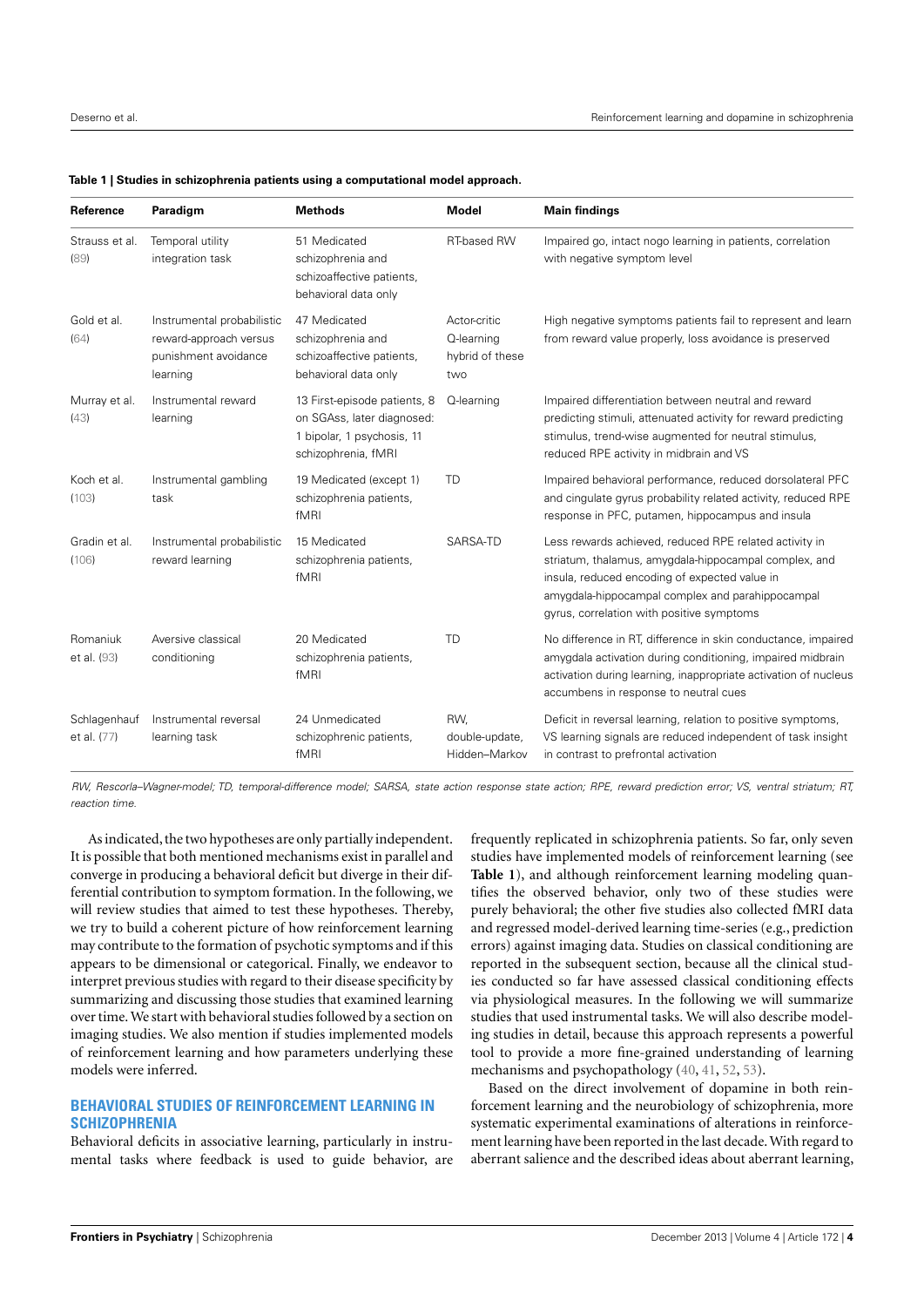**Table 1 | Studies in schizophrenia patients using a computational model approach.**

| Reference | Paradigm | Methods | Model | Main findings |
|---|---|---|---|---|
| Strauss et al. (89) | Temporal utility integration task | 51 Medicated schizophrenia and schizoaffective patients, behavioral data only | RT-based RW | Impaired go, intact nogo learning in patients, correlation with negative symptom level |
| Gold et al. (64) | Instrumental probabilistic reward-approach versus punishment avoidance learning | 47 Medicated schizophrenia and schizoaffective patients, behavioral data only | Actor-critic Q-learning hybrid of these two | High negative symptoms patients fail to represent and learn from reward value properly, loss avoidance is preserved |
| Murray et al. (43) | Instrumental reward learning | 13 First-episode patients, 8 on SGAss, later diagnosed: 1 bipolar, 1 psychosis, 11 schizophrenia, fMRI | Q-learning | Impaired differentiation between neutral and reward predicting stimuli, attenuated activity for reward predicting stimulus, trend-wise augmented for neutral stimulus, reduced RPE activity in midbrain and VS |
| Koch et al. (103) | Instrumental gambling task | 19 Medicated (except 1) schizophrenia patients, fMRI | TD | Impaired behavioral performance, reduced dorsolateral PFC and cingulate gyrus probability related activity, reduced RPE response in PFC, putamen, hippocampus and insula |
| Gradin et al. (106) | Instrumental probabilistic reward learning | 15 Medicated schizophrenia patients, fMRI | SARSA-TD | Less rewards achieved, reduced RPE related activity in striatum, thalamus, amygdala-hippocampal complex, and insula, reduced encoding of expected value in amygdala-hippocampal complex and parahippocampal gyrus, correlation with positive symptoms |
| Romaniuk et al. (93) | Aversive classical conditioning | 20 Medicated schizophrenia patients, fMRI | TD | No difference in RT, difference in skin conductance, impaired amygdala activation during conditioning, impaired midbrain activation during learning, inappropriate activation of nucleus accumbens in response to neutral cues |
| Schlagenhauf et al. (77) | Instrumental reversal learning task | 24 Unmedicated schizophrenic patients, fMRI | RW, double-update, Hidden–Markov | Deficit in reversal learning, relation to positive symptoms, VS learning signals are reduced independent of task insight in contrast to prefrontal activation |

*RW, Rescorla–Wagner-model; TD, temporal-difference model; SARSA, state action response state action; RPE, reward prediction error; VS, ventral striatum; RT, reaction time.*

As indicated, the two hypotheses are only partially independent. It is possible that both mentioned mechanisms exist in parallel and converge in producing a behavioral deficit but diverge in their differential contribution to symptom formation. In the following, we will review studies that aimed to test these hypotheses. Thereby, we try to build a coherent picture of how reinforcement learning may contribute to the formation of psychotic symptoms and if this appears to be dimensional or categorical. Finally, we endeavor to interpret previous studies with regard to their disease specificity by summarizing and discussing those studies that examined learning over time. We start with behavioral studies followed by a section on imaging studies. We also mention if studies implemented models of reinforcement learning and how parameters underlying these models were inferred.

## BEHAVIORAL STUDIES OF REINFORCEMENT LEARNING IN SCHIZOPHRENIA

Behavioral deficits in associative learning, particularly in instrumental tasks where feedback is used to guide behavior, are frequently replicated in schizophrenia patients. So far, only seven studies have implemented models of reinforcement learning (see **Table 1**), and although reinforcement learning modeling quantifies the observed behavior, only two of these studies were purely behavioral; the other five studies also collected fMRI data and regressed model-derived learning time-series (e.g., prediction errors) against imaging data. Studies on classical conditioning are reported in the subsequent section, because all the clinical studies conducted so far have assessed classical conditioning effects via physiological measures. In the following we will summarize studies that used instrumental tasks. We will also describe modeling studies in detail, because this approach represents a powerful tool to provide a more fine-grained understanding of learning mechanisms and psychopathology (40, 41, 52, 53).

Based on the direct involvement of dopamine in both reinforcement learning and the neurobiology of schizophrenia, more systematic experimental examinations of alterations in reinforcement learning have been reported in the last decade. With regard to aberrant salience and the described ideas about aberrant learning,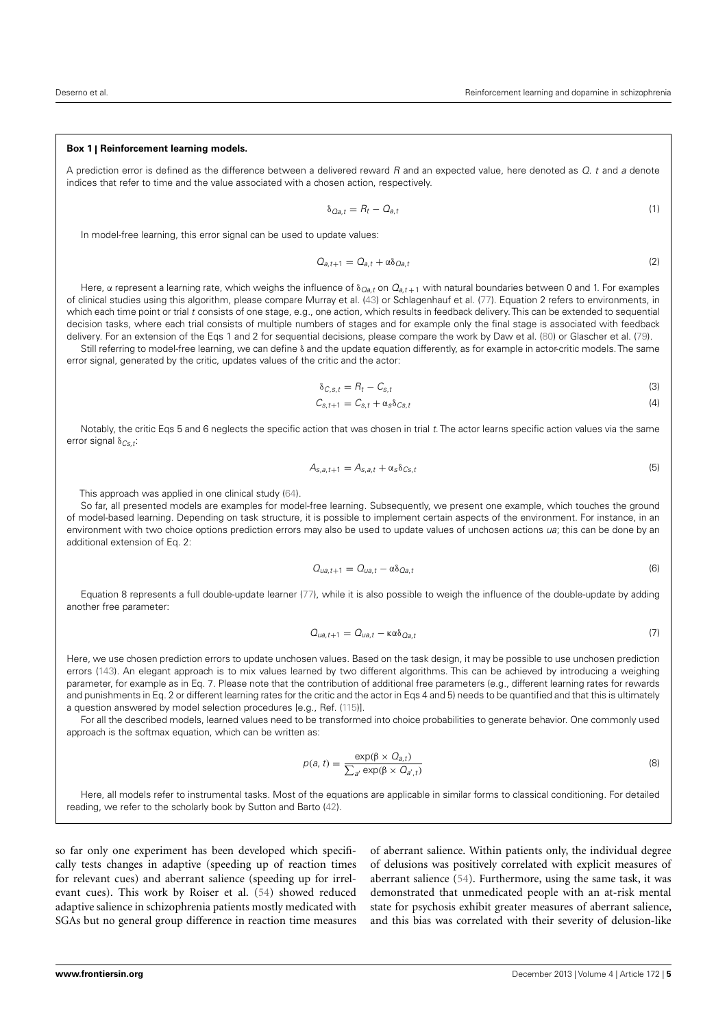### Box 1 | Reinforcement learning models.

A prediction error is defined as the difference between a delivered reward $R$ and an expected value, here denoted as $Q$. $t$ and $a$ denote indices that refer to time and the value associated with a chosen action, respectively.

$$\delta_{Qa,t} = R_t - Q_{a,t} \tag{1}$$

In model-free learning, this error signal can be used to update values:

$$Q_{a,t+1} = Q_{a,t} + \alpha\delta_{Qa,t} \tag{2}$$

Here, $\alpha$ represent a learning rate, which weighs the influence of $\delta_{Qa,t}$ on $Q_{a,t+1}$ with natural boundaries between 0 and 1. For examples of clinical studies using this algorithm, please compare Murray et al. (43) or Schlagenhauf et al. (77). Equation 2 refers to environments, in which each time point or trial $t$ consists of one stage, e.g., one action, which results in feedback delivery. This can be extended to sequential decision tasks, where each trial consists of multiple numbers of stages and for example only the final stage is associated with feedback delivery. For an extension of the Eqs 1 and 2 for sequential decisions, please compare the work by Daw et al. (80) or Glascher et al. (79).

Still referring to model-free learning, we can define $\delta$ and the update equation differently, as for example in actor-critic models. The same error signal, generated by the critic, updates values of the critic and the actor:

$$\delta_{C,s,t} = R_t - C_{s,t} \tag{3}$$

$$C_{s,t+1} = C_{s,t} + \alpha_s\delta_{Cs,t} \tag{4}$$

Notably, the critic Eqs 5 and 6 neglects the specific action that was chosen in trial $t$. The actor learns specific action values via the same error signal $\delta_{Cs,t}$:

$$A_{s,a,t+1} = A_{s,a,t} + \alpha_s\delta_{Cs,t} \tag{5}$$

This approach was applied in one clinical study (64).

So far, all presented models are examples for model-free learning. Subsequently, we present one example, which touches the ground of model-based learning. Depending on task structure, it is possible to implement certain aspects of the environment. For instance, in an environment with two choice options prediction errors may also be used to update values of unchosen actions $ua$; this can be done by an additional extension of Eq. 2:

$$Q_{ua,t+1} = Q_{ua,t} - \alpha\delta_{Qa,t} \tag{6}$$

Equation 8 represents a full double-update learner (77), while it is also possible to weigh the influence of the double-update by adding another free parameter:

$$Q_{ua,t+1} = Q_{ua,t} - \kappa\alpha\delta_{Qa,t} \tag{7}$$

Here, we use chosen prediction errors to update unchosen values. Based on the task design, it may be possible to use unchosen prediction errors (143). An elegant approach is to mix values learned by two different algorithms. This can be achieved by introducing a weighing parameter, for example as in Eq. 7. Please note that the contribution of additional free parameters (e.g., different learning rates for rewards and punishments in Eq. 2 or different learning rates for the critic and the actor in Eqs 4 and 5) needs to be quantified and that this is ultimately a question answered by model selection procedures [e.g., Ref. (115)].

For all the described models, learned values need to be transformed into choice probabilities to generate behavior. One commonly used approach is the softmax equation, which can be written as:

$$p(a,t) = \frac{\exp(\beta \times Q_{a,t})}{\sum_{a'}\exp(\beta \times Q_{a',t})} \tag{8}$$

Here, all models refer to instrumental tasks. Most of the equations are applicable in similar forms to classical conditioning. For detailed reading, we refer to the scholarly book by Sutton and Barto (42).

so far only one experiment has been developed which specifically tests changes in adaptive (speeding up of reaction times for relevant cues) and aberrant salience (speeding up for irrelevant cues). This work by Roiser et al. (54) showed reduced adaptive salience in schizophrenia patients mostly medicated with SGAs but no general group difference in reaction time measures of aberrant salience. Within patients only, the individual degree of delusions was positively correlated with explicit measures of aberrant salience (54). Furthermore, using the same task, it was demonstrated that unmedicated people with an at-risk mental state for psychosis exhibit greater measures of aberrant salience, and this bias was correlated with their severity of delusion-like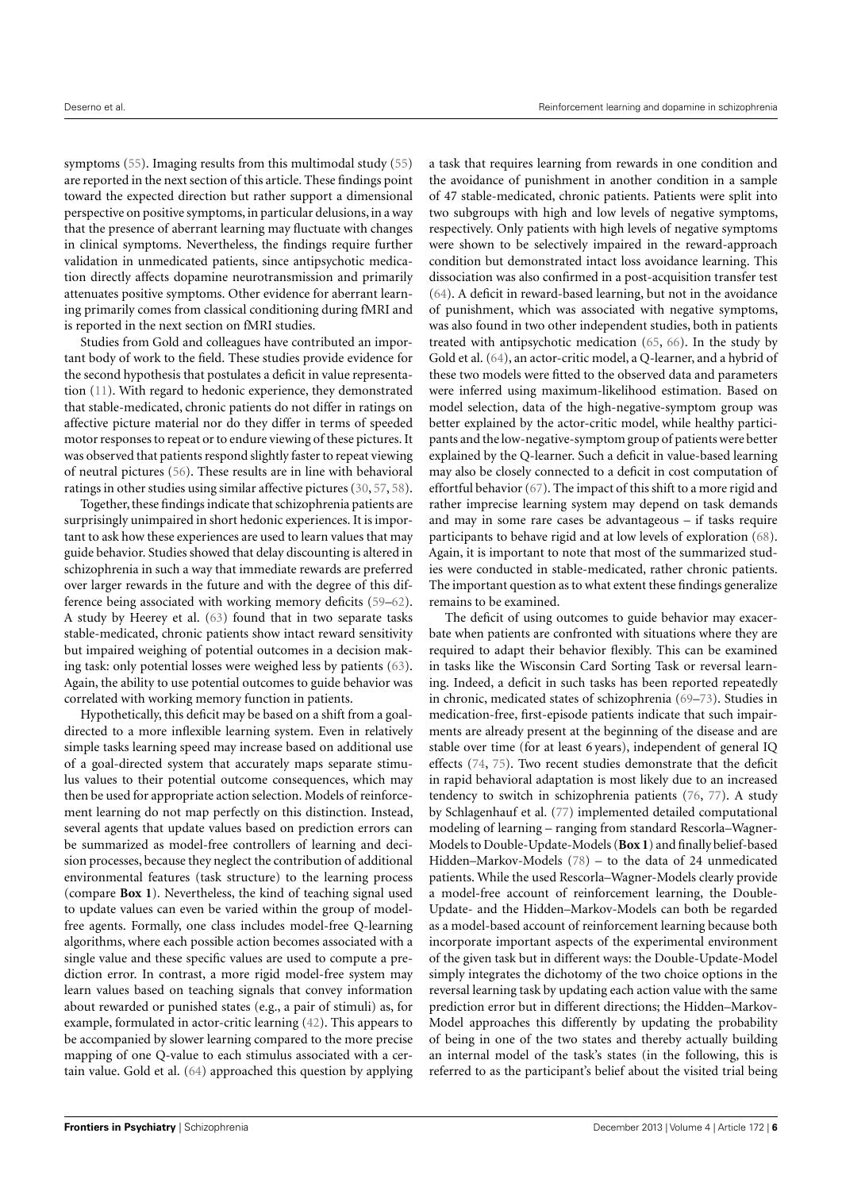symptoms (55). Imaging results from this multimodal study (55) are reported in the next section of this article. These findings point toward the expected direction but rather support a dimensional perspective on positive symptoms, in particular delusions, in a way that the presence of aberrant learning may fluctuate with changes in clinical symptoms. Nevertheless, the findings require further validation in unmedicated patients, since antipsychotic medication directly affects dopamine neurotransmission and primarily attenuates positive symptoms. Other evidence for aberrant learning primarily comes from classical conditioning during fMRI and is reported in the next section on fMRI studies.

Studies from Gold and colleagues have contributed an important body of work to the field. These studies provide evidence for the second hypothesis that postulates a deficit in value representation (11). With regard to hedonic experience, they demonstrated that stable-medicated, chronic patients do not differ in ratings on affective picture material nor do they differ in terms of speeded motor responses to repeat or to endure viewing of these pictures. It was observed that patients respond slightly faster to repeat viewing of neutral pictures (56). These results are in line with behavioral ratings in other studies using similar affective pictures (30, 57, 58).

Together, these findings indicate that schizophrenia patients are surprisingly unimpaired in short hedonic experiences. It is important to ask how these experiences are used to learn values that may guide behavior. Studies showed that delay discounting is altered in schizophrenia in such a way that immediate rewards are preferred over larger rewards in the future and with the degree of this difference being associated with working memory deficits (59–62). A study by Heerey et al. (63) found that in two separate tasks stable-medicated, chronic patients show intact reward sensitivity but impaired weighing of potential outcomes in a decision making task: only potential losses were weighed less by patients (63). Again, the ability to use potential outcomes to guide behavior was correlated with working memory function in patients.

Hypothetically, this deficit may be based on a shift from a goal-directed to a more inflexible learning system. Even in relatively simple tasks learning speed may increase based on additional use of a goal-directed system that accurately maps separate stimulus values to their potential outcome consequences, which may then be used for appropriate action selection. Models of reinforcement learning do not map perfectly on this distinction. Instead, several agents that update values based on prediction errors can be summarized as model-free controllers of learning and decision processes, because they neglect the contribution of additional environmental features (task structure) to the learning process (compare **Box 1**). Nevertheless, the kind of teaching signal used to update values can even be varied within the group of model-free agents. Formally, one class includes model-free Q-learning algorithms, where each possible action becomes associated with a single value and these specific values are used to compute a prediction error. In contrast, a more rigid model-free system may learn values based on teaching signals that convey information about rewarded or punished states (e.g., a pair of stimuli) as, for example, formulated in actor-critic learning (42). This appears to be accompanied by slower learning compared to the more precise mapping of one Q-value to each stimulus associated with a certain value. Gold et al. (64) approached this question by applying a task that requires learning from rewards in one condition and the avoidance of punishment in another condition in a sample of 47 stable-medicated, chronic patients. Patients were split into two subgroups with high and low levels of negative symptoms, respectively. Only patients with high levels of negative symptoms were shown to be selectively impaired in the reward-approach condition but demonstrated intact loss avoidance learning. This dissociation was also confirmed in a post-acquisition transfer test (64). A deficit in reward-based learning, but not in the avoidance of punishment, which was associated with negative symptoms, was also found in two other independent studies, both in patients treated with antipsychotic medication (65, 66). In the study by Gold et al. (64), an actor-critic model, a Q-learner, and a hybrid of these two models were fitted to the observed data and parameters were inferred using maximum-likelihood estimation. Based on model selection, data of the high-negative-symptom group was better explained by the actor-critic model, while healthy participants and the low-negative-symptom group of patients were better explained by the Q-learner. Such a deficit in value-based learning may also be closely connected to a deficit in cost computation of effortful behavior (67). The impact of this shift to a more rigid and rather imprecise learning system may depend on task demands and may in some rare cases be advantageous – if tasks require participants to behave rigid and at low levels of exploration (68). Again, it is important to note that most of the summarized studies were conducted in stable-medicated, rather chronic patients. The important question as to what extent these findings generalize remains to be examined.

The deficit of using outcomes to guide behavior may exacerbate when patients are confronted with situations where they are required to adapt their behavior flexibly. This can be examined in tasks like the Wisconsin Card Sorting Task or reversal learning. Indeed, a deficit in such tasks has been reported repeatedly in chronic, medicated states of schizophrenia (69–73). Studies in medication-free, first-episode patients indicate that such impairments are already present at the beginning of the disease and are stable over time (for at least 6 years), independent of general IQ effects (74, 75). Two recent studies demonstrate that the deficit in rapid behavioral adaptation is most likely due to an increased tendency to switch in schizophrenia patients (76, 77). A study by Schlagenhauf et al. (77) implemented detailed computational modeling of learning – ranging from standard Rescorla–Wagner-Models to Double-Update-Models (**Box 1**) and finally belief-based Hidden–Markov-Models (78) – to the data of 24 unmedicated patients. While the used Rescorla–Wagner-Models clearly provide a model-free account of reinforcement learning, the Double-Update- and the Hidden–Markov-Models can both be regarded as a model-based account of reinforcement learning because both incorporate important aspects of the experimental environment of the given task but in different ways: the Double-Update-Model simply integrates the dichotomy of the two choice options in the reversal learning task by updating each action value with the same prediction error but in different directions; the Hidden–Markov-Model approaches this differently by updating the probability of being in one of the two states and thereby actually building an internal model of the task's states (in the following, this is referred to as the participant's belief about the visited trial being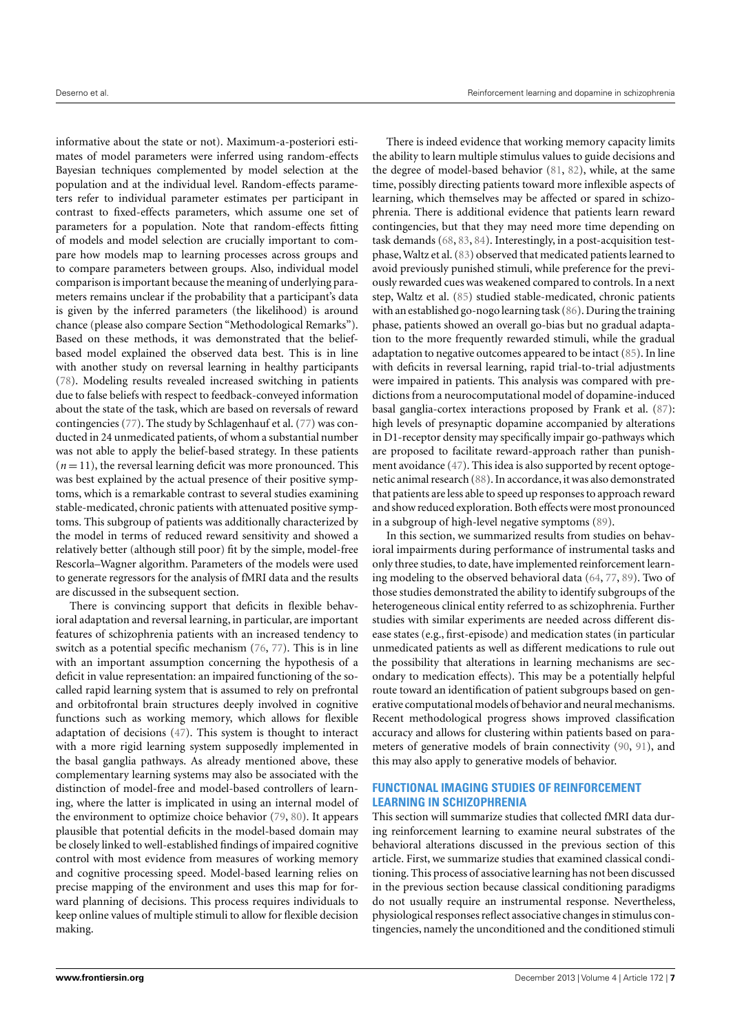informative about the state or not). Maximum-a-posteriori estimates of model parameters were inferred using random-effects Bayesian techniques complemented by model selection at the population and at the individual level. Random-effects parameters refer to individual parameter estimates per participant in contrast to fixed-effects parameters, which assume one set of parameters for a population. Note that random-effects fitting of models and model selection are crucially important to compare how models map to learning processes across groups and to compare parameters between groups. Also, individual model comparison is important because the meaning of underlying parameters remains unclear if the probability that a participant's data is given by the inferred parameters (the likelihood) is around chance (please also compare Section "Methodological Remarks"). Based on these methods, it was demonstrated that the belief-based model explained the observed data best. This is in line with another study on reversal learning in healthy participants (78). Modeling results revealed increased switching in patients due to false beliefs with respect to feedback-conveyed information about the state of the task, which are based on reversals of reward contingencies (77). The study by Schlagenhauf et al. (77) was conducted in 24 unmedicated patients, of whom a substantial number was not able to apply the belief-based strategy. In these patients ($n = 11$), the reversal learning deficit was more pronounced. This was best explained by the actual presence of their positive symptoms, which is a remarkable contrast to several studies examining stable-medicated, chronic patients with attenuated positive symptoms. This subgroup of patients was additionally characterized by the model in terms of reduced reward sensitivity and showed a relatively better (although still poor) fit by the simple, model-free Rescorla–Wagner algorithm. Parameters of the models were used to generate regressors for the analysis of fMRI data and the results are discussed in the subsequent section.

There is convincing support that deficits in flexible behavioral adaptation and reversal learning, in particular, are important features of schizophrenia patients with an increased tendency to switch as a potential specific mechanism (76, 77). This is in line with an important assumption concerning the hypothesis of a deficit in value representation: an impaired functioning of the so-called rapid learning system that is assumed to rely on prefrontal and orbitofrontal brain structures deeply involved in cognitive functions such as working memory, which allows for flexible adaptation of decisions (47). This system is thought to interact with a more rigid learning system supposedly implemented in the basal ganglia pathways. As already mentioned above, these complementary learning systems may also be associated with the distinction of model-free and model-based controllers of learning, where the latter is implicated in using an internal model of the environment to optimize choice behavior (79, 80). It appears plausible that potential deficits in the model-based domain may be closely linked to well-established findings of impaired cognitive control with most evidence from measures of working memory and cognitive processing speed. Model-based learning relies on precise mapping of the environment and uses this map for forward planning of decisions. This process requires individuals to keep online values of multiple stimuli to allow for flexible decision making.

There is indeed evidence that working memory capacity limits the ability to learn multiple stimulus values to guide decisions and the degree of model-based behavior (81, 82), while, at the same time, possibly directing patients toward more inflexible aspects of learning, which themselves may be affected or spared in schizophrenia. There is additional evidence that patients learn reward contingencies, but that they may need more time depending on task demands (68, 83, 84). Interestingly, in a post-acquisition test-phase, Waltz et al. (83) observed that medicated patients learned to avoid previously punished stimuli, while preference for the previously rewarded cues was weakened compared to controls. In a next step, Waltz et al. (85) studied stable-medicated, chronic patients with an established go-nogo learning task (86). During the training phase, patients showed an overall go-bias but no gradual adaptation to the more frequently rewarded stimuli, while the gradual adaptation to negative outcomes appeared to be intact (85). In line with deficits in reversal learning, rapid trial-to-trial adjustments were impaired in patients. This analysis was compared with predictions from a neurocomputational model of dopamine-induced basal ganglia-cortex interactions proposed by Frank et al. (87): high levels of presynaptic dopamine accompanied by alterations in D1-receptor density may specifically impair go-pathways which are proposed to facilitate reward-approach rather than punishment avoidance (47). This idea is also supported by recent optogenetic animal research (88). In accordance, it was also demonstrated that patients are less able to speed up responses to approach reward and show reduced exploration. Both effects were most pronounced in a subgroup of high-level negative symptoms (89).

In this section, we summarized results from studies on behavioral impairments during performance of instrumental tasks and only three studies, to date, have implemented reinforcement learning modeling to the observed behavioral data (64, 77, 89). Two of those studies demonstrated the ability to identify subgroups of the heterogeneous clinical entity referred to as schizophrenia. Further studies with similar experiments are needed across different disease states (e.g., first-episode) and medication states (in particular unmedicated patients as well as different medications to rule out the possibility that alterations in learning mechanisms are secondary to medication effects). This may be a potentially helpful route toward an identification of patient subgroups based on generative computational models of behavior and neural mechanisms. Recent methodological progress shows improved classification accuracy and allows for clustering within patients based on parameters of generative models of brain connectivity (90, 91), and this may also apply to generative models of behavior.

## FUNCTIONAL IMAGING STUDIES OF REINFORCEMENT LEARNING IN SCHIZOPHRENIA

This section will summarize studies that collected fMRI data during reinforcement learning to examine neural substrates of the behavioral alterations discussed in the previous section of this article. First, we summarize studies that examined classical conditioning. This process of associative learning has not been discussed in the previous section because classical conditioning paradigms do not usually require an instrumental response. Nevertheless, physiological responses reflect associative changes in stimulus contingencies, namely the unconditioned and the conditioned stimuli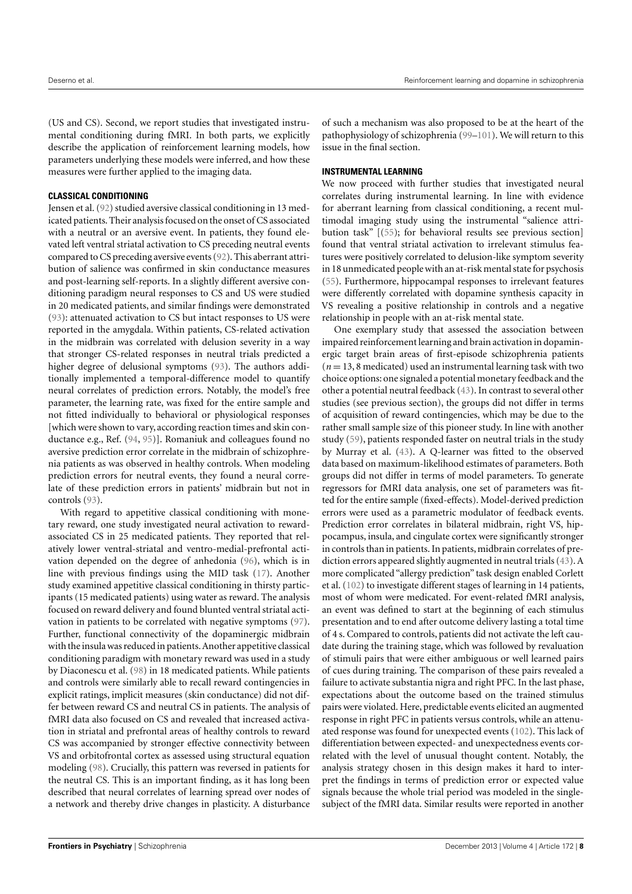(US and CS). Second, we report studies that investigated instrumental conditioning during fMRI. In both parts, we explicitly describe the application of reinforcement learning models, how parameters underlying these models were inferred, and how these measures were further applied to the imaging data.

### CLASSICAL CONDITIONING

Jensen et al. (92) studied aversive classical conditioning in 13 medicated patients. Their analysis focused on the onset of CS associated with a neutral or an aversive event. In patients, they found elevated left ventral striatal activation to CS preceding neutral events compared to CS preceding aversive events (92). This aberrant attribution of salience was confirmed in skin conductance measures and post-learning self-reports. In a slightly different aversive conditioning paradigm neural responses to CS and US were studied in 20 medicated patients, and similar findings were demonstrated (93): attenuated activation to CS but intact responses to US were reported in the amygdala. Within patients, CS-related activation in the midbrain was correlated with delusion severity in a way that stronger CS-related responses in neutral trials predicted a higher degree of delusional symptoms (93). The authors additionally implemented a temporal-difference model to quantify neural correlates of prediction errors. Notably, the model's free parameter, the learning rate, was fixed for the entire sample and not fitted individually to behavioral or physiological responses [which were shown to vary, according reaction times and skin conductance e.g., Ref. (94, 95)]. Romaniuk and colleagues found no aversive prediction error correlate in the midbrain of schizophrenia patients as was observed in healthy controls. When modeling prediction errors for neutral events, they found a neural correlate of these prediction errors in patients' midbrain but not in controls (93).

With regard to appetitive classical conditioning with monetary reward, one study investigated neural activation to reward-associated CS in 25 medicated patients. They reported that relatively lower ventral-striatal and ventro-medial-prefrontal activation depended on the degree of anhedonia (96), which is in line with previous findings using the MID task (17). Another study examined appetitive classical conditioning in thirsty participants (15 medicated patients) using water as reward. The analysis focused on reward delivery and found blunted ventral striatal activation in patients to be correlated with negative symptoms (97). Further, functional connectivity of the dopaminergic midbrain with the insula was reduced in patients. Another appetitive classical conditioning paradigm with monetary reward was used in a study by Diaconescu et al. (98) in 18 medicated patients. While patients and controls were similarly able to recall reward contingencies in explicit ratings, implicit measures (skin conductance) did not differ between reward CS and neutral CS in patients. The analysis of fMRI data also focused on CS and revealed that increased activation in striatal and prefrontal areas of healthy controls to reward CS was accompanied by stronger effective connectivity between VS and orbitofrontal cortex as assessed using structural equation modeling (98). Crucially, this pattern was reversed in patients for the neutral CS. This is an important finding, as it has long been described that neural correlates of learning spread over nodes of a network and thereby drive changes in plasticity. A disturbance of such a mechanism was also proposed to be at the heart of the pathophysiology of schizophrenia (99–101). We will return to this issue in the final section.

### INSTRUMENTAL LEARNING

We now proceed with further studies that investigated neural correlates during instrumental learning. In line with evidence for aberrant learning from classical conditioning, a recent multimodal imaging study using the instrumental "salience attribution task" [(55); for behavioral results see previous section] found that ventral striatal activation to irrelevant stimulus features were positively correlated to delusion-like symptom severity in 18 unmedicated people with an at-risk mental state for psychosis (55). Furthermore, hippocampal responses to irrelevant features were differently correlated with dopamine synthesis capacity in VS revealing a positive relationship in controls and a negative relationship in people with an at-risk mental state.

One exemplary study that assessed the association between impaired reinforcement learning and brain activation in dopaminergic target brain areas of first-episode schizophrenia patients ($n = 13$, 8 medicated) used an instrumental learning task with two choice options: one signaled a potential monetary feedback and the other a potential neutral feedback (43). In contrast to several other studies (see previous section), the groups did not differ in terms of acquisition of reward contingencies, which may be due to the rather small sample size of this pioneer study. In line with another study (59), patients responded faster on neutral trials in the study by Murray et al. (43). A Q-learner was fitted to the observed data based on maximum-likelihood estimates of parameters. Both groups did not differ in terms of model parameters. To generate regressors for fMRI data analysis, one set of parameters was fitted for the entire sample (fixed-effects). Model-derived prediction errors were used as a parametric modulator of feedback events. Prediction error correlates in bilateral midbrain, right VS, hippocampus, insula, and cingulate cortex were significantly stronger in controls than in patients. In patients, midbrain correlates of prediction errors appeared slightly augmented in neutral trials (43). A more complicated "allergy prediction" task design enabled Corlett et al. (102) to investigate different stages of learning in 14 patients, most of whom were medicated. For event-related fMRI analysis, an event was defined to start at the beginning of each stimulus presentation and to end after outcome delivery lasting a total time of 4 s. Compared to controls, patients did not activate the left caudate during the training stage, which was followed by revaluation of stimuli pairs that were either ambiguous or well learned pairs of cues during training. The comparison of these pairs revealed a failure to activate substantia nigra and right PFC. In the last phase, expectations about the outcome based on the trained stimulus pairs were violated. Here, predictable events elicited an augmented response in right PFC in patients versus controls, while an attenuated response was found for unexpected events (102). This lack of differentiation between expected- and unexpectedness events correlated with the level of unusual thought content. Notably, the analysis strategy chosen in this design makes it hard to interpret the findings in terms of prediction error or expected value signals because the whole trial period was modeled in the single-subject of the fMRI data. Similar results were reported in another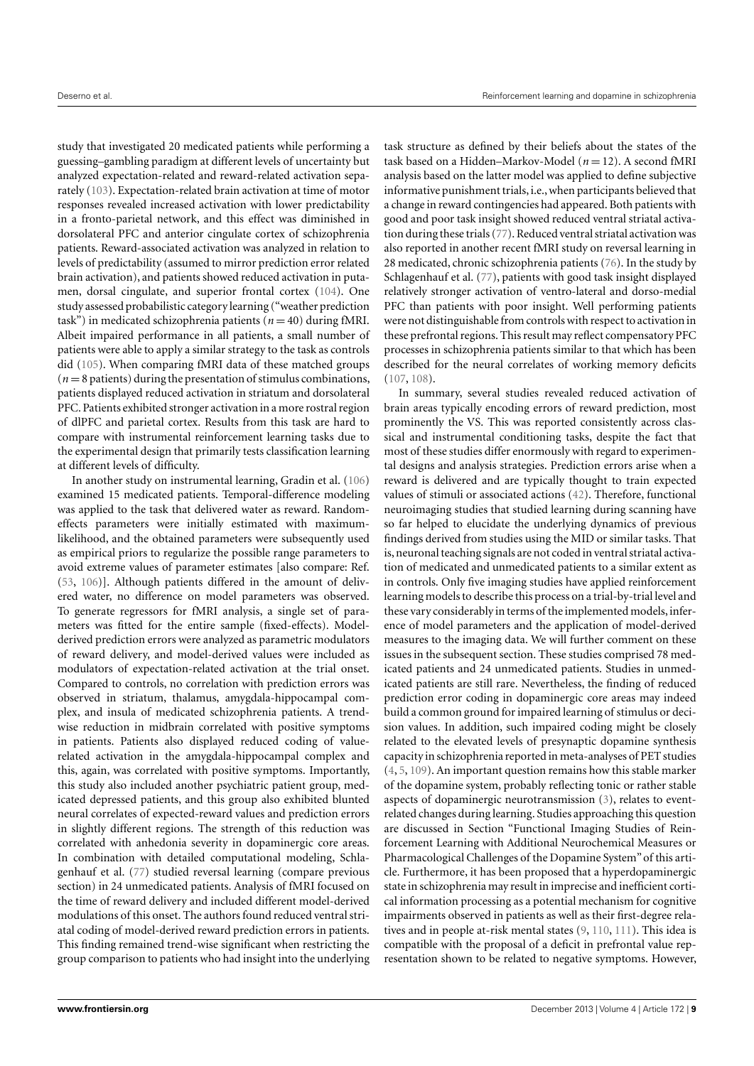study that investigated 20 medicated patients while performing a guessing–gambling paradigm at different levels of uncertainty but analyzed expectation-related and reward-related activation separately (103). Expectation-related brain activation at time of motor responses revealed increased activation with lower predictability in a fronto-parietal network, and this effect was diminished in dorsolateral PFC and anterior cingulate cortex of schizophrenia patients. Reward-associated activation was analyzed in relation to levels of predictability (assumed to mirror prediction error related brain activation), and patients showed reduced activation in putamen, dorsal cingulate, and superior frontal cortex (104). One study assessed probabilistic category learning ("weather prediction task") in medicated schizophrenia patients ($n = 40$) during fMRI. Albeit impaired performance in all patients, a small number of patients were able to apply a similar strategy to the task as controls did (105). When comparing fMRI data of these matched groups ($n = 8$ patients) during the presentation of stimulus combinations, patients displayed reduced activation in striatum and dorsolateral PFC. Patients exhibited stronger activation in a more rostral region of dlPFC and parietal cortex. Results from this task are hard to compare with instrumental reinforcement learning tasks due to the experimental design that primarily tests classification learning at different levels of difficulty.

In another study on instrumental learning, Gradin et al. (106) examined 15 medicated patients. Temporal-difference modeling was applied to the task that delivered water as reward. Random-effects parameters were initially estimated with maximum-likelihood, and the obtained parameters were subsequently used as empirical priors to regularize the possible range parameters to avoid extreme values of parameter estimates [also compare: Ref. (53, 106)]. Although patients differed in the amount of delivered water, no difference on model parameters was observed. To generate regressors for fMRI analysis, a single set of parameters was fitted for the entire sample (fixed-effects). Model-derived prediction errors were analyzed as parametric modulators of reward delivery, and model-derived values were included as modulators of expectation-related activation at the trial onset. Compared to controls, no correlation with prediction errors was observed in striatum, thalamus, amygdala-hippocampal complex, and insula of medicated schizophrenia patients. A trend-wise reduction in midbrain correlated with positive symptoms in patients. Patients also displayed reduced coding of value-related activation in the amygdala-hippocampal complex and this, again, was correlated with positive symptoms. Importantly, this study also included another psychiatric patient group, medicated depressed patients, and this group also exhibited blunted neural correlates of expected-reward values and prediction errors in slightly different regions. The strength of this reduction was correlated with anhedonia severity in dopaminergic core areas. In combination with detailed computational modeling, Schlagenhauf et al. (77) studied reversal learning (compare previous section) in 24 unmedicated patients. Analysis of fMRI focused on the time of reward delivery and included different model-derived modulations of this onset. The authors found reduced ventral striatal coding of model-derived reward prediction errors in patients. This finding remained trend-wise significant when restricting the group comparison to patients who had insight into the underlying task structure as defined by their beliefs about the states of the task based on a Hidden–Markov-Model ($n = 12$). A second fMRI analysis based on the latter model was applied to define subjective informative punishment trials, i.e., when participants believed that a change in reward contingencies had appeared. Both patients with good and poor task insight showed reduced ventral striatal activation during these trials (77). Reduced ventral striatal activation was also reported in another recent fMRI study on reversal learning in 28 medicated, chronic schizophrenia patients (76). In the study by Schlagenhauf et al. (77), patients with good task insight displayed relatively stronger activation of ventro-lateral and dorso-medial PFC than patients with poor insight. Well performing patients were not distinguishable from controls with respect to activation in these prefrontal regions. This result may reflect compensatory PFC processes in schizophrenia patients similar to that which has been described for the neural correlates of working memory deficits (107, 108).

In summary, several studies revealed reduced activation of brain areas typically encoding errors of reward prediction, most prominently the VS. This was reported consistently across classical and instrumental conditioning tasks, despite the fact that most of these studies differ enormously with regard to experimental designs and analysis strategies. Prediction errors arise when a reward is delivered and are typically thought to train expected values of stimuli or associated actions (42). Therefore, functional neuroimaging studies that studied learning during scanning have so far helped to elucidate the underlying dynamics of previous findings derived from studies using the MID or similar tasks. That is, neuronal teaching signals are not coded in ventral striatal activation of medicated and unmedicated patients to a similar extent as in controls. Only five imaging studies have applied reinforcement learning models to describe this process on a trial-by-trial level and these vary considerably in terms of the implemented models, inference of model parameters and the application of model-derived measures to the imaging data. We will further comment on these issues in the subsequent section. These studies comprised 78 medicated patients and 24 unmedicated patients. Studies in unmedicated patients are still rare. Nevertheless, the finding of reduced prediction error coding in dopaminergic core areas may indeed build a common ground for impaired learning of stimulus or decision values. In addition, such impaired coding might be closely related to the elevated levels of presynaptic dopamine synthesis capacity in schizophrenia reported in meta-analyses of PET studies (4, 5, 109). An important question remains how this stable marker of the dopamine system, probably reflecting tonic or rather stable aspects of dopaminergic neurotransmission (3), relates to event-related changes during learning. Studies approaching this question are discussed in Section "Functional Imaging Studies of Reinforcement Learning with Additional Neurochemical Measures or Pharmacological Challenges of the Dopamine System" of this article. Furthermore, it has been proposed that a hyperdopaminergic state in schizophrenia may result in imprecise and inefficient cortical information processing as a potential mechanism for cognitive impairments observed in patients as well as their first-degree relatives and in people at-risk mental states (9, 110, 111). This idea is compatible with the proposal of a deficit in prefrontal value representation shown to be related to negative symptoms. However,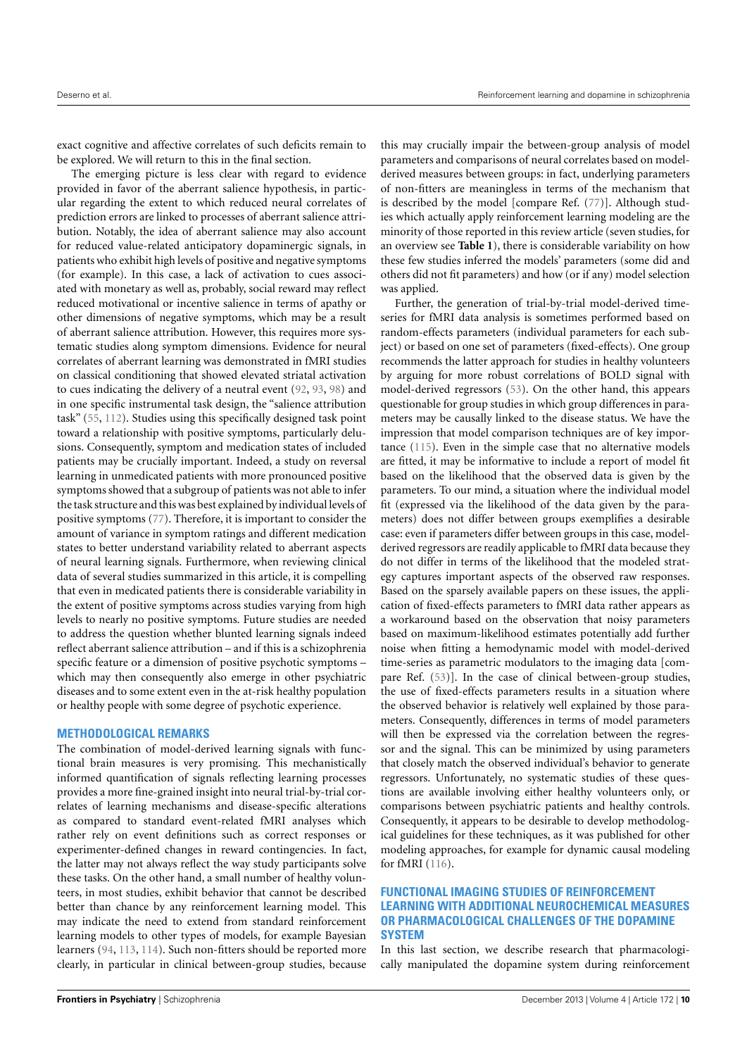exact cognitive and affective correlates of such deficits remain to be explored. We will return to this in the final section.

The emerging picture is less clear with regard to evidence provided in favor of the aberrant salience hypothesis, in particular regarding the extent to which reduced neural correlates of prediction errors are linked to processes of aberrant salience attribution. Notably, the idea of aberrant salience may also account for reduced value-related anticipatory dopaminergic signals, in patients who exhibit high levels of positive and negative symptoms (for example). In this case, a lack of activation to cues associated with monetary as well as, probably, social reward may reflect reduced motivational or incentive salience in terms of apathy or other dimensions of negative symptoms, which may be a result of aberrant salience attribution. However, this requires more systematic studies along symptom dimensions. Evidence for neural correlates of aberrant learning was demonstrated in fMRI studies on classical conditioning that showed elevated striatal activation to cues indicating the delivery of a neutral event (92, 93, 98) and in one specific instrumental task design, the "salience attribution task" (55, 112). Studies using this specifically designed task point toward a relationship with positive symptoms, particularly delusions. Consequently, symptom and medication states of included patients may be crucially important. Indeed, a study on reversal learning in unmedicated patients with more pronounced positive symptoms showed that a subgroup of patients was not able to infer the task structure and this was best explained by individual levels of positive symptoms (77). Therefore, it is important to consider the amount of variance in symptom ratings and different medication states to better understand variability related to aberrant aspects of neural learning signals. Furthermore, when reviewing clinical data of several studies summarized in this article, it is compelling that even in medicated patients there is considerable variability in the extent of positive symptoms across studies varying from high levels to nearly no positive symptoms. Future studies are needed to address the question whether blunted learning signals indeed reflect aberrant salience attribution – and if this is a schizophrenia specific feature or a dimension of positive psychotic symptoms – which may then consequently also emerge in other psychiatric diseases and to some extent even in the at-risk healthy population or healthy people with some degree of psychotic experience.

## METHODOLOGICAL REMARKS

The combination of model-derived learning signals with functional brain measures is very promising. This mechanistically informed quantification of signals reflecting learning processes provides a more fine-grained insight into neural trial-by-trial correlates of learning mechanisms and disease-specific alterations as compared to standard event-related fMRI analyses which rather rely on event definitions such as correct responses or experimenter-defined changes in reward contingencies. In fact, the latter may not always reflect the way study participants solve these tasks. On the other hand, a small number of healthy volunteers, in most studies, exhibit behavior that cannot be described better than chance by any reinforcement learning model. This may indicate the need to extend from standard reinforcement learning models to other types of models, for example Bayesian learners (94, 113, 114). Such non-fitters should be reported more clearly, in particular in clinical between-group studies, because this may crucially impair the between-group analysis of model parameters and comparisons of neural correlates based on model-derived measures between groups: in fact, underlying parameters of non-fitters are meaningless in terms of the mechanism that is described by the model [compare Ref. (77)]. Although studies which actually apply reinforcement learning modeling are the minority of those reported in this review article (seven studies, for an overview see **Table 1**), there is considerable variability on how these few studies inferred the models' parameters (some did and others did not fit parameters) and how (or if any) model selection was applied.

Further, the generation of trial-by-trial model-derived time-series for fMRI data analysis is sometimes performed based on random-effects parameters (individual parameters for each subject) or based on one set of parameters (fixed-effects). One group recommends the latter approach for studies in healthy volunteers by arguing for more robust correlations of BOLD signal with model-derived regressors (53). On the other hand, this appears questionable for group studies in which group differences in parameters may be causally linked to the disease status. We have the impression that model comparison techniques are of key importance (115). Even in the simple case that no alternative models are fitted, it may be informative to include a report of model fit based on the likelihood that the observed data is given by the parameters. To our mind, a situation where the individual model fit (expressed via the likelihood of the data given by the parameters) does not differ between groups exemplifies a desirable case: even if parameters differ between groups in this case, model-derived regressors are readily applicable to fMRI data because they do not differ in terms of the likelihood that the modeled strategy captures important aspects of the observed raw responses. Based on the sparsely available papers on these issues, the application of fixed-effects parameters to fMRI data rather appears as a workaround based on the observation that noisy parameters based on maximum-likelihood estimates potentially add further noise when fitting a hemodynamic model with model-derived time-series as parametric modulators to the imaging data [compare Ref. (53)]. In the case of clinical between-group studies, the use of fixed-effects parameters results in a situation where the observed behavior is relatively well explained by those parameters. Consequently, differences in terms of model parameters will then be expressed via the correlation between the regressor and the signal. This can be minimized by using parameters that closely match the observed individual's behavior to generate regressors. Unfortunately, no systematic studies of these questions are available involving either healthy volunteers only, or comparisons between psychiatric patients and healthy controls. Consequently, it appears to be desirable to develop methodological guidelines for these techniques, as it was published for other modeling approaches, for example for dynamic causal modeling for fMRI (116).

## FUNCTIONAL IMAGING STUDIES OF REINFORCEMENT LEARNING WITH ADDITIONAL NEUROCHEMICAL MEASURES OR PHARMACOLOGICAL CHALLENGES OF THE DOPAMINE SYSTEM

In this last section, we describe research that pharmacologically manipulated the dopamine system during reinforcement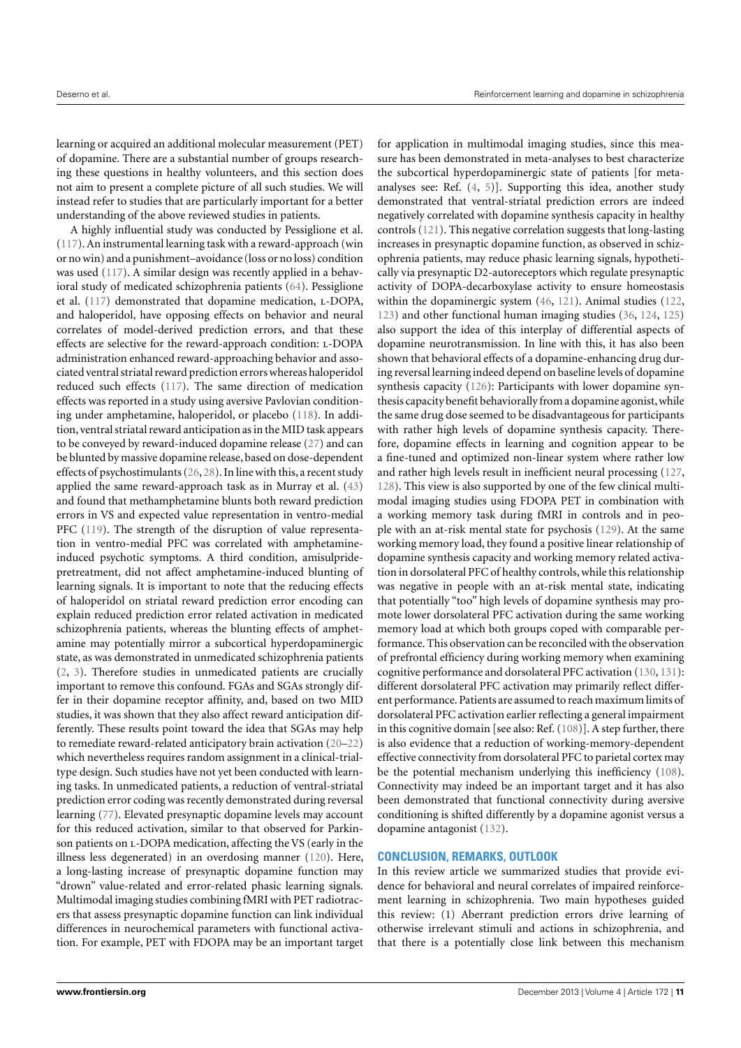learning or acquired an additional molecular measurement (PET) of dopamine. There are a substantial number of groups researching these questions in healthy volunteers, and this section does not aim to present a complete picture of all such studies. We will instead refer to studies that are particularly important for a better understanding of the above reviewed studies in patients.

A highly influential study was conducted by Pessiglione et al. (117). An instrumental learning task with a reward-approach (win or no win) and a punishment–avoidance (loss or no loss) condition was used (117). A similar design was recently applied in a behavioral study of medicated schizophrenia patients (64). Pessiglione et al. (117) demonstrated that dopamine medication, L-DOPA, and haloperidol, have opposing effects on behavior and neural correlates of model-derived prediction errors, and that these effects are selective for the reward-approach condition: L-DOPA administration enhanced reward-approaching behavior and associated ventral striatal reward prediction errors whereas haloperidol reduced such effects (117). The same direction of medication effects was reported in a study using aversive Pavlovian conditioning under amphetamine, haloperidol, or placebo (118). In addition, ventral striatal reward anticipation as in the MID task appears to be conveyed by reward-induced dopamine release (27) and can be blunted by massive dopamine release, based on dose-dependent effects of psychostimulants (26, 28). In line with this, a recent study applied the same reward-approach task as in Murray et al. (43) and found that methamphetamine blunts both reward prediction errors in VS and expected value representation in ventro-medial PFC (119). The strength of the disruption of value representation in ventro-medial PFC was correlated with amphetamine-induced psychotic symptoms. A third condition, amisulpride-pretreatment, did not affect amphetamine-induced blunting of learning signals. It is important to note that the reducing effects of haloperidol on striatal reward prediction error encoding can explain reduced prediction error related activation in medicated schizophrenia patients, whereas the blunting effects of amphetamine may potentially mirror a subcortical hyperdopaminergic state, as was demonstrated in unmedicated schizophrenia patients (2, 3). Therefore studies in unmedicated patients are crucially important to remove this confound. FGAs and SGAs strongly differ in their dopamine receptor affinity, and, based on two MID studies, it was shown that they also affect reward anticipation differently. These results point toward the idea that SGAs may help to remediate reward-related anticipatory brain activation (20–22) which nevertheless requires random assignment in a clinical-trial-type design. Such studies have not yet been conducted with learning tasks. In unmedicated patients, a reduction of ventral-striatal prediction error coding was recently demonstrated during reversal learning (77). Elevated presynaptic dopamine levels may account for this reduced activation, similar to that observed for Parkinson patients on L-DOPA medication, affecting the VS (early in the illness less degenerated) in an overdosing manner (120). Here, a long-lasting increase of presynaptic dopamine function may "drown" value-related and error-related phasic learning signals. Multimodal imaging studies combining fMRI with PET radiotracers that assess presynaptic dopamine function can link individual differences in neurochemical parameters with functional activation. For example, PET with FDOPA may be an important target for application in multimodal imaging studies, since this measure has been demonstrated in meta-analyses to best characterize the subcortical hyperdopaminergic state of patients [for meta-analyses see: Ref. (4, 5)]. Supporting this idea, another study demonstrated that ventral-striatal prediction errors are indeed negatively correlated with dopamine synthesis capacity in healthy controls (121). This negative correlation suggests that long-lasting increases in presynaptic dopamine function, as observed in schizophrenia patients, may reduce phasic learning signals, hypothetically via presynaptic D2-autoreceptors which regulate presynaptic activity of DOPA-decarboxylase activity to ensure homeostasis within the dopaminergic system (46, 121). Animal studies (122, 123) and other functional human imaging studies (36, 124, 125) also support the idea of this interplay of differential aspects of dopamine neurotransmission. In line with this, it has also been shown that behavioral effects of a dopamine-enhancing drug during reversal learning indeed depend on baseline levels of dopamine synthesis capacity (126): Participants with lower dopamine synthesis capacity benefit behaviorally from a dopamine agonist, while the same drug dose seemed to be disadvantageous for participants with rather high levels of dopamine synthesis capacity. Therefore, dopamine effects in learning and cognition appear to be a fine-tuned and optimized non-linear system where rather low and rather high levels result in inefficient neural processing (127, 128). This view is also supported by one of the few clinical multimodal imaging studies using FDOPA PET in combination with a working memory task during fMRI in controls and in people with an at-risk mental state for psychosis (129). At the same working memory load, they found a positive linear relationship of dopamine synthesis capacity and working memory related activation in dorsolateral PFC of healthy controls, while this relationship was negative in people with an at-risk mental state, indicating that potentially "too" high levels of dopamine synthesis may promote lower dorsolateral PFC activation during the same working memory load at which both groups coped with comparable performance. This observation can be reconciled with the observation of prefrontal efficiency during working memory when examining cognitive performance and dorsolateral PFC activation (130, 131): different dorsolateral PFC activation may primarily reflect different performance. Patients are assumed to reach maximum limits of dorsolateral PFC activation earlier reflecting a general impairment in this cognitive domain [see also: Ref. (108)]. A step further, there is also evidence that a reduction of working-memory-dependent effective connectivity from dorsolateral PFC to parietal cortex may be the potential mechanism underlying this inefficiency (108). Connectivity may indeed be an important target and it has also been demonstrated that functional connectivity during aversive conditioning is shifted differently by a dopamine agonist versus a dopamine antagonist (132).

## CONCLUSION, REMARKS, OUTLOOK

In this review article we summarized studies that provide evidence for behavioral and neural correlates of impaired reinforcement learning in schizophrenia. Two main hypotheses guided this review: (1) Aberrant prediction errors drive learning of otherwise irrelevant stimuli and actions in schizophrenia, and that there is a potentially close link between this mechanism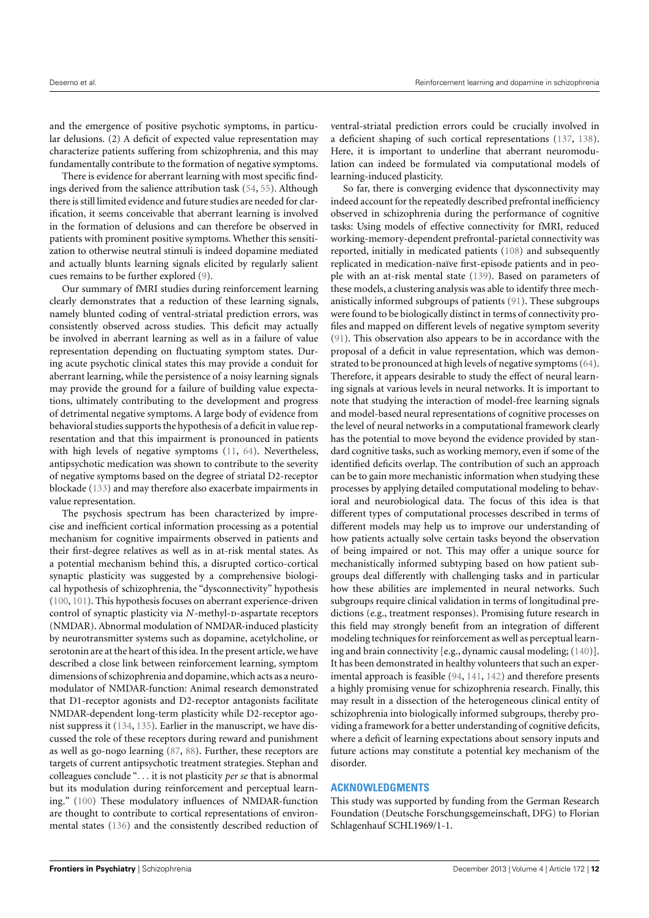and the emergence of positive psychotic symptoms, in particular delusions. (2) A deficit of expected value representation may characterize patients suffering from schizophrenia, and this may fundamentally contribute to the formation of negative symptoms.

There is evidence for aberrant learning with most specific findings derived from the salience attribution task (54, 55). Although there is still limited evidence and future studies are needed for clarification, it seems conceivable that aberrant learning is involved in the formation of delusions and can therefore be observed in patients with prominent positive symptoms. Whether this sensitization to otherwise neutral stimuli is indeed dopamine mediated and actually blunts learning signals elicited by regularly salient cues remains to be further explored (9).

Our summary of fMRI studies during reinforcement learning clearly demonstrates that a reduction of these learning signals, namely blunted coding of ventral-striatal prediction errors, was consistently observed across studies. This deficit may actually be involved in aberrant learning as well as in a failure of value representation depending on fluctuating symptom states. During acute psychotic clinical states this may provide a conduit for aberrant learning, while the persistence of a noisy learning signals may provide the ground for a failure of building value expectations, ultimately contributing to the development and progress of detrimental negative symptoms. A large body of evidence from behavioral studies supports the hypothesis of a deficit in value representation and that this impairment is pronounced in patients with high levels of negative symptoms (11, 64). Nevertheless, antipsychotic medication was shown to contribute to the severity of negative symptoms based on the degree of striatal D2-receptor blockade (133) and may therefore also exacerbate impairments in value representation.

The psychosis spectrum has been characterized by imprecise and inefficient cortical information processing as a potential mechanism for cognitive impairments observed in patients and their first-degree relatives as well as in at-risk mental states. As a potential mechanism behind this, a disrupted cortico-cortical synaptic plasticity was suggested by a comprehensive biological hypothesis of schizophrenia, the "dysconnectivity" hypothesis (100, 101). This hypothesis focuses on aberrant experience-driven control of synaptic plasticity via *N*-methyl-D-aspartate receptors (NMDAR). Abnormal modulation of NMDAR-induced plasticity by neurotransmitter systems such as dopamine, acetylcholine, or serotonin are at the heart of this idea. In the present article, we have described a close link between reinforcement learning, symptom dimensions of schizophrenia and dopamine, which acts as a neuromodulator of NMDAR-function: Animal research demonstrated that D1-receptor agonists and D2-receptor antagonists facilitate NMDAR-dependent long-term plasticity while D2-receptor agonist suppress it (134, 135). Earlier in the manuscript, we have discussed the role of these receptors during reward and punishment as well as go-nogo learning (87, 88). Further, these receptors are targets of current antipsychotic treatment strategies. Stephan and colleagues conclude "... it is not plasticity *per se* that is abnormal but its modulation during reinforcement and perceptual learning." (100) These modulatory influences of NMDAR-function are thought to contribute to cortical representations of environmental states (136) and the consistently described reduction of ventral-striatal prediction errors could be crucially involved in a deficient shaping of such cortical representations (137, 138). Here, it is important to underline that aberrant neuromodulation can indeed be formulated via computational models of learning-induced plasticity.

So far, there is converging evidence that dysconnectivity may indeed account for the repeatedly described prefrontal inefficiency observed in schizophrenia during the performance of cognitive tasks: Using models of effective connectivity for fMRI, reduced working-memory-dependent prefrontal-parietal connectivity was reported, initially in medicated patients (108) and subsequently replicated in medication-naïve first-episode patients and in people with an at-risk mental state (139). Based on parameters of these models, a clustering analysis was able to identify three mechanistically informed subgroups of patients (91). These subgroups were found to be biologically distinct in terms of connectivity profiles and mapped on different levels of negative symptom severity (91). This observation also appears to be in accordance with the proposal of a deficit in value representation, which was demonstrated to be pronounced at high levels of negative symptoms (64). Therefore, it appears desirable to study the effect of neural learning signals at various levels in neural networks. It is important to note that studying the interaction of model-free learning signals and model-based neural representations of cognitive processes on the level of neural networks in a computational framework clearly has the potential to move beyond the evidence provided by standard cognitive tasks, such as working memory, even if some of the identified deficits overlap. The contribution of such an approach can be to gain more mechanistic information when studying these processes by applying detailed computational modeling to behavioral and neurobiological data. The focus of this idea is that different types of computational processes described in terms of different models may help us to improve our understanding of how patients actually solve certain tasks beyond the observation of being impaired or not. This may offer a unique source for mechanistically informed subtyping based on how patient subgroups deal differently with challenging tasks and in particular how these abilities are implemented in neural networks. Such subgroups require clinical validation in terms of longitudinal predictions (e.g., treatment responses). Promising future research in this field may strongly benefit from an integration of different modeling techniques for reinforcement as well as perceptual learning and brain connectivity [e.g., dynamic causal modeling; (140)]. It has been demonstrated in healthy volunteers that such an experimental approach is feasible (94, 141, 142) and therefore presents a highly promising venue for schizophrenia research. Finally, this may result in a dissection of the heterogeneous clinical entity of schizophrenia into biologically informed subgroups, thereby providing a framework for a better understanding of cognitive deficits, where a deficit of learning expectations about sensory inputs and future actions may constitute a potential key mechanism of the disorder.

## ACKNOWLEDGMENTS

This study was supported by funding from the German Research Foundation (Deutsche Forschungsgemeinschaft, DFG) to Florian Schlagenhauf SCHL1969/1-1.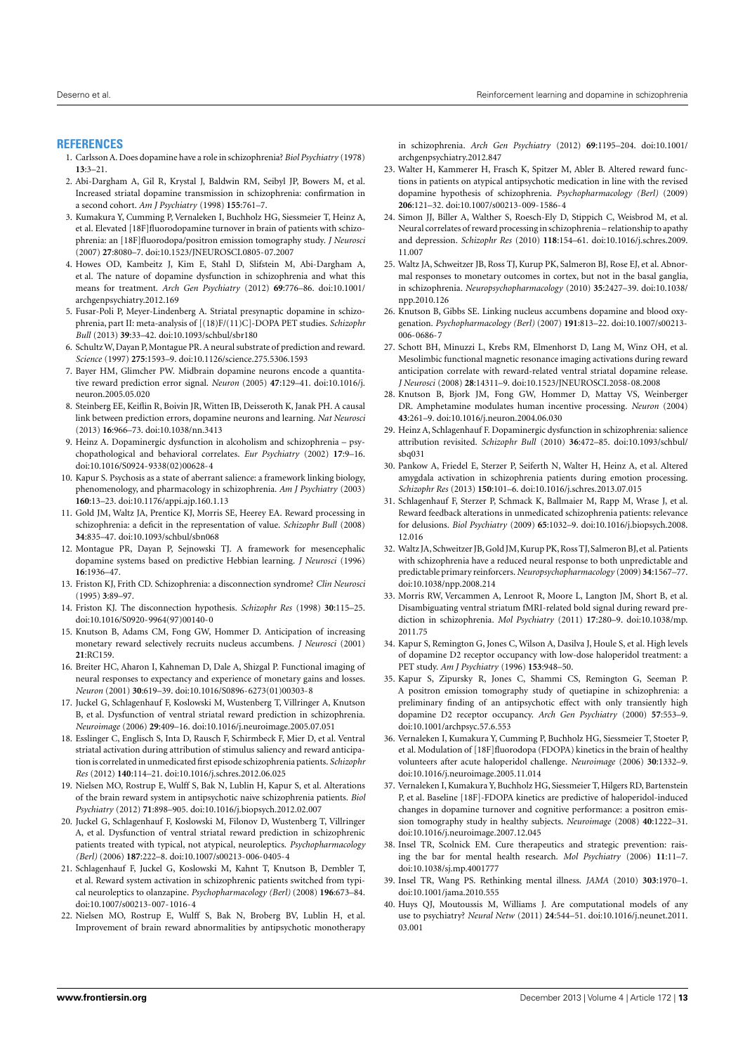## REFERENCES

1. Carlsson A. Does dopamine have a role in schizophrenia? *Biol Psychiatry* (1978) **13**:3–21.
2. Abi-Dargham A, Gil R, Krystal J, Baldwin RM, Seibyl JP, Bowers M, et al. Increased striatal dopamine transmission in schizophrenia: confirmation in a second cohort. *Am J Psychiatry* (1998) **155**:761–7.
3. Kumakura Y, Cumming P, Vernaleken I, Buchholz HG, Siessmeier T, Heinz A, et al. Elevated [18F]fluorodopamine turnover in brain of patients with schizophrenia: an [18F]fluorodopa/positron emission tomography study. *J Neurosci* (2007) **27**:8080–7. doi:10.1523/JNEUROSCI.0805-07.2007
4. Howes OD, Kambeitz J, Kim E, Stahl D, Slifstein M, Abi-Dargham A, et al. The nature of dopamine dysfunction in schizophrenia and what this means for treatment. *Arch Gen Psychiatry* (2012) **69**:776–86. doi:10.1001/archgenpsychiatry.2012.169
5. Fusar-Poli P, Meyer-Lindenberg A. Striatal presynaptic dopamine in schizophrenia, part II: meta-analysis of [(18)F/(11)C]-DOPA PET studies. *Schizophr Bull* (2013) **39**:33–42. doi:10.1093/schbul/sbr180
6. Schultz W, Dayan P, Montague PR. A neural substrate of prediction and reward. *Science* (1997) **275**:1593–9. doi:10.1126/science.275.5306.1593
7. Bayer HM, Glimcher PW. Midbrain dopamine neurons encode a quantitative reward prediction error signal. *Neuron* (2005) **47**:129–41. doi:10.1016/j.neuron.2005.05.020
8. Steinberg EE, Keiflin R, Boivin JR, Witten IB, Deisseroth K, Janak PH. A causal link between prediction errors, dopamine neurons and learning. *Nat Neurosci* (2013) **16**:966–73. doi:10.1038/nn.3413
9. Heinz A. Dopaminergic dysfunction in alcoholism and schizophrenia – psychopathological and behavioral correlates. *Eur Psychiatry* (2002) **17**:9–16. doi:10.1016/S0924-9338(02)00628-4
10. Kapur S. Psychosis as a state of aberrant salience: a framework linking biology, phenomenology, and pharmacology in schizophrenia. *Am J Psychiatry* (2003) **160**:13–23. doi:10.1176/appi.ajp.160.1.13
11. Gold JM, Waltz JA, Prentice KJ, Morris SE, Heerey EA. Reward processing in schizophrenia: a deficit in the representation of value. *Schizophr Bull* (2008) **34**:835–47. doi:10.1093/schbul/sbn068
12. Montague PR, Dayan P, Sejnowski TJ. A framework for mesencephalic dopamine systems based on predictive Hebbian learning. *J Neurosci* (1996) **16**:1936–47.
13. Friston KJ, Frith CD. Schizophrenia: a disconnection syndrome? *Clin Neurosci* (1995) **3**:89–97.
14. Friston KJ. The disconnection hypothesis. *Schizophr Res* (1998) **30**:115–25. doi:10.1016/S0920-9964(97)00140-0
15. Knutson B, Adams CM, Fong GW, Hommer D. Anticipation of increasing monetary reward selectively recruits nucleus accumbens. *J Neurosci* (2001) **21**:RC159.
16. Breiter HC, Aharon I, Kahneman D, Dale A, Shizgal P. Functional imaging of neural responses to expectancy and experience of monetary gains and losses. *Neuron* (2001) **30**:619–39. doi:10.1016/S0896-6273(01)00303-8
17. Juckel G, Schlagenhauf F, Koslowski M, Wustenberg T, Villringer A, Knutson B, et al. Dysfunction of ventral striatal reward prediction in schizophrenia. *Neuroimage* (2006) **29**:409–16. doi:10.1016/j.neuroimage.2005.07.051
18. Esslinger C, Englisch S, Inta D, Rausch F, Schirmbeck F, Mier D, et al. Ventral striatal activation during attribution of stimulus saliency and reward anticipation is correlated in unmedicated first episode schizophrenia patients. *Schizophr Res* (2012) **140**:114–21. doi:10.1016/j.schres.2012.06.025
19. Nielsen MO, Rostrup E, Wulff S, Bak N, Lublin H, Kapur S, et al. Alterations of the brain reward system in antipsychotic naive schizophrenia patients. *Biol Psychiatry* (2012) **71**:898–905. doi:10.1016/j.biopsych.2012.02.007
20. Juckel G, Schlagenhauf F, Koslowski M, Filonov D, Wustenberg T, Villringer A, et al. Dysfunction of ventral striatal reward prediction in schizophrenic patients treated with typical, not atypical, neuroleptics. *Psychopharmacology (Berl)* (2006) **187**:222–8. doi:10.1007/s00213-006-0405-4
21. Schlagenhauf F, Juckel G, Koslowski M, Kahnt T, Knutson B, Dembler T, et al. Reward system activation in schizophrenic patients switched from typical neuroleptics to olanzapine. *Psychopharmacology (Berl)* (2008) **196**:673–84. doi:10.1007/s00213-007-1016-4
22. Nielsen MO, Rostrup E, Wulff S, Bak N, Broberg BV, Lublin H, et al. Improvement of brain reward abnormalities by antipsychotic monotherapy in schizophrenia. *Arch Gen Psychiatry* (2012) **69**:1195–204. doi:10.1001/archgenpsychiatry.2012.847
23. Walter H, Kammerer H, Frasch K, Spitzer M, Abler B. Altered reward functions in patients on atypical antipsychotic medication in line with the revised dopamine hypothesis of schizophrenia. *Psychopharmacology (Berl)* (2009) **206**:121–32. doi:10.1007/s00213-009-1586-4
24. Simon JJ, Biller A, Walther S, Roesch-Ely D, Stippich C, Weisbrod M, et al. Neural correlates of reward processing in schizophrenia – relationship to apathy and depression. *Schizophr Res* (2010) **118**:154–61. doi:10.1016/j.schres.2009.11.007
25. Waltz JA, Schweitzer JB, Ross TJ, Kurup PK, Salmeron BJ, Rose EJ, et al. Abnormal responses to monetary outcomes in cortex, but not in the basal ganglia, in schizophrenia. *Neuropsychopharmacology* (2010) **35**:2427–39. doi:10.1038/npp.2010.126
26. Knutson B, Gibbs SE. Linking nucleus accumbens dopamine and blood oxygenation. *Psychopharmacology (Berl)* (2007) **191**:813–22. doi:10.1007/s00213-006-0686-7
27. Schott BH, Minuzzi L, Krebs RM, Elmenhorst D, Lang M, Winz OH, et al. Mesolimbic functional magnetic resonance imaging activations during reward anticipation correlate with reward-related ventral striatal dopamine release. *J Neurosci* (2008) **28**:14311–9. doi:10.1523/JNEUROSCI.2058-08.2008
28. Knutson B, Bjork JM, Fong GW, Hommer D, Mattay VS, Weinberger DR. Amphetamine modulates human incentive processing. *Neuron* (2004) **43**:261–9. doi:10.1016/j.neuron.2004.06.030
29. Heinz A, Schlagenhauf F. Dopaminergic dysfunction in schizophrenia: salience attribution revisited. *Schizophr Bull* (2010) **36**:472–85. doi:10.1093/schbul/sbq031
30. Pankow A, Friedel E, Sterzer P, Seiferth N, Walter H, Heinz A, et al. Altered amygdala activation in schizophrenia patients during emotion processing. *Schizophr Res* (2013) **150**:101–6. doi:10.1016/j.schres.2013.07.015
31. Schlagenhauf F, Sterzer P, Schmack K, Ballmaier M, Rapp M, Wrase J, et al. Reward feedback alterations in unmedicated schizophrenia patients: relevance for delusions. *Biol Psychiatry* (2009) **65**:1032–9. doi:10.1016/j.biopsych.2008.12.016
32. Waltz JA, Schweitzer JB, Gold JM, Kurup PK, Ross TJ, Salmeron BJ, et al. Patients with schizophrenia have a reduced neural response to both unpredictable and predictable primary reinforcers. *Neuropsychopharmacology* (2009) **34**:1567–77. doi:10.1038/npp.2008.214
33. Morris RW, Vercammen A, Lenroot R, Moore L, Langton JM, Short B, et al. Disambiguating ventral striatum fMRI-related bold signal during reward prediction in schizophrenia. *Mol Psychiatry* (2011) **17**:280–9. doi:10.1038/mp.2011.75
34. Kapur S, Remington G, Jones C, Wilson A, Dasilva J, Houle S, et al. High levels of dopamine D2 receptor occupancy with low-dose haloperidol treatment: a PET study. *Am J Psychiatry* (1996) **153**:948–50.
35. Kapur S, Zipursky R, Jones C, Shammi CS, Remington G, Seeman P. A positron emission tomography study of quetiapine in schizophrenia: a preliminary finding of an antipsychotic effect with only transiently high dopamine D2 receptor occupancy. *Arch Gen Psychiatry* (2000) **57**:553–9. doi:10.1001/archpsyc.57.6.553
36. Vernaleken I, Kumakura Y, Cumming P, Buchholz HG, Siessmeier T, Stoeter P, et al. Modulation of [18F]fluorodopa (FDOPA) kinetics in the brain of healthy volunteers after acute haloperidol challenge. *Neuroimage* (2006) **30**:1332–9. doi:10.1016/j.neuroimage.2005.11.014
37. Vernaleken I, Kumakura Y, Buchholz HG, Siessmeier T, Hilgers RD, Bartenstein P, et al. Baseline [18F]-FDOPA kinetics are predictive of haloperidol-induced changes in dopamine turnover and cognitive performance: a positron emission tomography study in healthy subjects. *Neuroimage* (2008) **40**:1222–31. doi:10.1016/j.neuroimage.2007.12.045
38. Insel TR, Scolnick EM. Cure therapeutics and strategic prevention: raising the bar for mental health research. *Mol Psychiatry* (2006) **11**:11–7. doi:10.1038/sj.mp.4001777
39. Insel TR, Wang PS. Rethinking mental illness. *JAMA* (2010) **303**:1970–1. doi:10.1001/jama.2010.555
40. Huys QJ, Moutoussis M, Williams J. Are computational models of any use to psychiatry? *Neural Netw* (2011) **24**:544–51. doi:10.1016/j.neunet.2011.03.001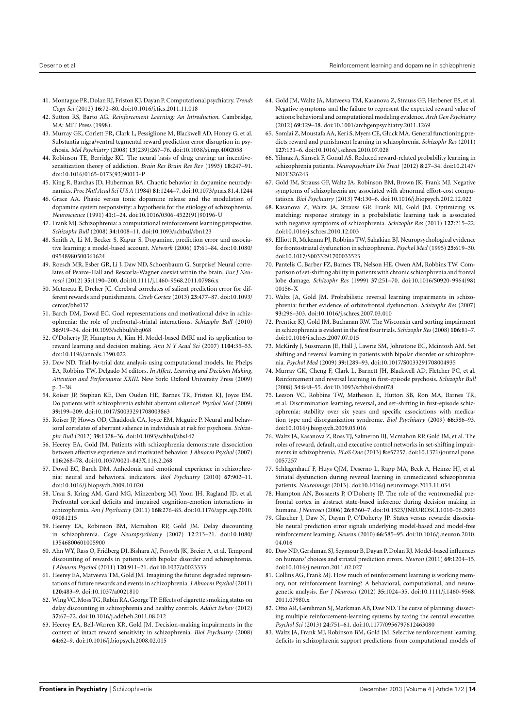41. Montague PR, Dolan RJ, Friston KJ, Dayan P. Computational psychiatry. *Trends Cogn Sci* (2012) **16**:72–80. doi:10.1016/j.tics.2011.11.018
42. Sutton RS, Barto AG. *Reinforcement Learning: An Introduction*. Cambridge, MA: MIT Press (1998).
43. Murray GK, Corlett PR, Clark L, Pessiglione M, Blackwell AD, Honey G, et al. Substantia nigra/ventral tegmental reward prediction error disruption in psychosis. *Mol Psychiatry* (2008) **13**(239):267–76. doi:10.1038/sj.mp.4002058
44. Robinson TE, Berridge KC. The neural basis of drug craving: an incentive-sensitization theory of addiction. *Brain Res Brain Res Rev* (1993) **18**:247–91. doi:10.1016/0165-0173(93)90013-P
45. King R, Barchas JD, Huberman BA. Chaotic behavior in dopamine neurodynamics. *Proc Natl Acad Sci U S A* (1984) **81**:1244–7. doi:10.1073/pnas.81.4.1244
46. Grace AA. Phasic versus tonic dopamine release and the modulation of dopamine system responsivity: a hypothesis for the etiology of schizophrenia. *Neuroscience* (1991) **41**:1–24. doi:10.1016/0306-4522(91)90196-U
47. Frank MJ. Schizophrenia: a computational reinforcement learning perspective. *Schizophr Bull* (2008) **34**:1008–11. doi:10.1093/schbul/sbn123
48. Smith A, Li M, Becker S, Kapur S. Dopamine, prediction error and associative learning: a model-based account. *Network* (2006) **17**:61–84. doi:10.1080/09548980500361624
49. Roesch MR, Esber GR, Li J, Daw ND, Schoenbaum G. Surprise! Neural correlates of Pearce-Hall and Rescorla-Wagner coexist within the brain. *Eur J Neurosci* (2012) **35**:1190–200. doi:10.1111/j.1460-9568.2011.07986.x
50. Metereau E, Dreher JC. Cerebral correlates of salient prediction error for different rewards and punishments. *Cereb Cortex* (2013) **23**:477–87. doi:10.1093/cercor/bhs037
51. Barch DM, Dowd EC. Goal representations and motivational drive in schizophrenia: the role of prefrontal-striatal interactions. *Schizophr Bull* (2010) **36**:919–34. doi:10.1093/schbul/sbq068
52. O'Doherty JP, Hampton A, Kim H. Model-based fMRI and its application to reward learning and decision making. *Ann N Y Acad Sci* (2007) **1104**:35–53. doi:10.1196/annals.1390.022
53. Daw ND. Trial-by-trial data analysis using computational models. In: Phelps EA, Robbins TW, Delgado M editors. *In Affect, Learning and Decision Making, Attention and Performance XXIII*. New York: Oxford University Press (2009) p. 3–38.
54. Roiser JP, Stephan KE, Den Ouden HE, Barnes TR, Friston KJ, Joyce EM. Do patients with schizophrenia exhibit aberrant salience? *Psychol Med* (2009) **39**:199–209. doi:10.1017/S0033291708003863
55. Roiser JP, Howes OD, Chaddock CA, Joyce EM, Mcguire P. Neural and behavioral correlates of aberrant salience in individuals at risk for psychosis. *Schizophr Bull* (2012) **39**:1328–36. doi:10.1093/schbul/sbs147
56. Heerey EA, Gold JM. Patients with schizophrenia demonstrate dissociation between affective experience and motivated behavior. *J Abnorm Psychol* (2007) **116**:268–78. doi:10.1037/0021-843X.116.2.268
57. Dowd EC, Barch DM. Anhedonia and emotional experience in schizophrenia: neural and behavioral indicators. *Biol Psychiatry* (2010) **67**:902–11. doi:10.1016/j.biopsych.2009.10.020
58. Ursu S, Kring AM, Gard MG, Minzenberg MJ, Yoon JH, Ragland JD, et al. Prefrontal cortical deficits and impaired cognition-emotion interactions in schizophrenia. *Am J Psychiatry* (2011) **168**:276–85. doi:10.1176/appi.ajp.2010.09081215
59. Heerey EA, Robinson BM, Mcmahon RP, Gold JM. Delay discounting in schizophrenia. *Cogn Neuropsychiatry* (2007) **12**:213–21. doi:10.1080/13546800601005900
60. Ahn WY, Rass O, Fridberg DJ, Bishara AJ, Forsyth JK, Breier A, et al. Temporal discounting of rewards in patients with bipolar disorder and schizophrenia. *J Abnorm Psychol* (2011) **120**:911–21. doi:10.1037/a0023333
61. Heerey EA, Matveeva TM, Gold JM. Imagining the future: degraded representations of future rewards and events in schizophrenia. *J Abnorm Psychol* (2011) **120**:483–9. doi:10.1037/a0021810
62. Wing VC, Moss TG, Rabin RA, George TP. Effects of cigarette smoking status on delay discounting in schizophrenia and healthy controls. *Addict Behav* (2012) **37**:67–72. doi:10.1016/j.addbeh.2011.08.012
63. Heerey EA, Bell-Warren KR, Gold JM. Decision-making impairments in the context of intact reward sensitivity in schizophrenia. *Biol Psychiatry* (2008) **64**:62–9. doi:10.1016/j.biopsych.2008.02.015
64. Gold JM, Waltz JA, Matveeva TM, Kasanova Z, Strauss GP, Herbener ES, et al. Negative symptoms and the failure to represent the expected reward value of actions: behavioral and computational modeling evidence. *Arch Gen Psychiatry* (2012) **69**:129–38. doi:10.1001/archgenpsychiatry.2011.1269
65. Somlai Z, Moustafa AA, Keri S, Myers CE, Gluck MA. General functioning predicts reward and punishment learning in schizophrenia. *Schizophr Res* (2011) **127**:131–6. doi:10.1016/j.schres.2010.07.028
66. Yilmaz A, Simsek F, Gonul AS. Reduced reward-related probability learning in schizophrenia patients. *Neuropsychiatr Dis Treat* (2012) **8**:27–34. doi:10.2147/NDT.S26243
67. Gold JM, Strauss GP, Waltz JA, Robinson BM, Brown JK, Frank MJ. Negative symptoms of schizophrenia are associated with abnormal effort-cost computations. *Biol Psychiatry* (2013) **74**:130–6. doi:10.1016/j.biopsych.2012.12.022
68. Kasanova Z, Waltz JA, Strauss GP, Frank MJ, Gold JM. Optimizing vs. matching: response strategy in a probabilistic learning task is associated with negative symptoms of schizophrenia. *Schizophr Res* (2011) **127**:215–22. doi:10.1016/j.schres.2010.12.003
69. Elliott R, Mckenna PJ, Robbins TW, Sahakian BJ. Neuropsychological evidence for frontostriatal dysfunction in schizophrenia. *Psychol Med* (1995) **25**:619–30. doi:10.1017/S0033291700033523
70. Pantelis C, Barber FZ, Barnes TR, Nelson HE, Owen AM, Robbins TW. Comparison of set-shifting ability in patients with chronic schizophrenia and frontal lobe damage. *Schizophr Res* (1999) **37**:251–70. doi:10.1016/S0920-9964(98)00156-X
71. Waltz JA, Gold JM. Probabilistic reversal learning impairments in schizophrenia: further evidence of orbitofrontal dysfunction. *Schizophr Res* (2007) **93**:296–303. doi:10.1016/j.schres.2007.03.010
72. Prentice KJ, Gold JM, Buchanan RW. The Wisconsin card sorting impairment in schizophrenia is evident in the first four trials. *Schizophr Res* (2008) **106**:81–7. doi:10.1016/j.schres.2007.07.015
73. McKirdy J, Sussmann JE, Hall J, Lawrie SM, Johnstone EC, Mcintosh AM. Set shifting and reversal learning in patients with bipolar disorder or schizophrenia. *Psychol Med* (2009) **39**:1289–93. doi:10.1017/S0033291708004935
74. Murray GK, Cheng F, Clark L, Barnett JH, Blackwell AD, Fletcher PC, et al. Reinforcement and reversal learning in first-episode psychosis. *Schizophr Bull* (2008) **34**:848–55. doi:10.1093/schbul/sbn078
75. Leeson VC, Robbins TW, Matheson E, Hutton SB, Ron MA, Barnes TR, et al. Discrimination learning, reversal, and set-shifting in first-episode schizophrenia: stability over six years and specific associations with medication type and disorganization syndrome. *Biol Psychiatry* (2009) **66**:586–93. doi:10.1016/j.biopsych.2009.05.016
76. Waltz JA, Kasanova Z, Ross TJ, Salmeron BJ, Mcmahon RP, Gold JM, et al. The roles of reward, default, and executive control networks in set-shifting impairments in schizophrenia. *PLoS One* (2013) **8**:e57257. doi:10.1371/journal.pone.0057257
77. Schlagenhauf F, Huys QJM, Deserno L, Rapp MA, Beck A, Heinze HJ, et al. Striatal dysfunction during reversal learning in unmedicated schizophrenia patients. *Neuroimage* (2013). doi:10.1016/j.neuroimage.2013.11.034
78. Hampton AN, Bossaerts P, O'Doherty JP. The role of the ventromedial prefrontal cortex in abstract state-based inference during decision making in humans. *J Neurosci* (2006) **26**:8360–7. doi:10.1523/JNEUROSCI.1010-06.2006
79. Glascher J, Daw N, Dayan P, O'Doherty JP. States versus rewards: dissociable neural prediction error signals underlying model-based and model-free reinforcement learning. *Neuron* (2010) **66**:585–95. doi:10.1016/j.neuron.2010.04.016
80. Daw ND, Gershman SJ, Seymour B, Dayan P, Dolan RJ. Model-based influences on humans' choices and striatal prediction errors. *Neuron* (2011) **69**:1204–15. doi:10.1016/j.neuron.2011.02.027
81. Collins AG, Frank MJ. How much of reinforcement learning is working memory, not reinforcement learning? A behavioral, computational, and neurogenetic analysis. *Eur J Neurosci* (2012) **35**:1024–35. doi:10.1111/j.1460-9568.2011.07980.x
82. Otto AR, Gershman SJ, Markman AB, Daw ND. The curse of planning: dissecting multiple reinforcement-learning systems by taxing the central executive. *Psychol Sci* (2013) **24**:751–61. doi:10.1177/0956797612463080
83. Waltz JA, Frank MJ, Robinson BM, Gold JM. Selective reinforcement learning deficits in schizophrenia support predictions from computational models of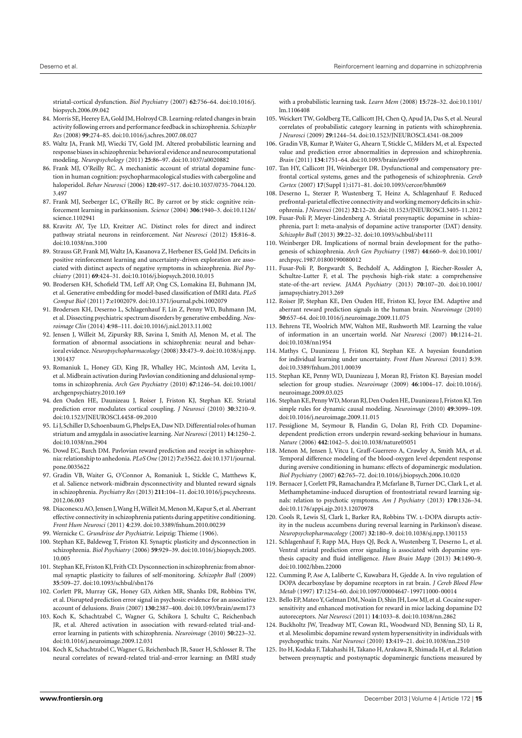striatal-cortical dysfunction. *Biol Psychiatry* (2007) **62**:756–64. doi:10.1016/j.biopsych.2006.09.042

84. Morris SE, Heerey EA, Gold JM, Holroyd CB. Learning-related changes in brain activity following errors and performance feedback in schizophrenia. *Schizophr Res* (2008) **99**:274–85. doi:10.1016/j.schres.2007.08.027
85. Waltz JA, Frank MJ, Wiecki TV, Gold JM. Altered probabilistic learning and response biases in schizophrenia: behavioral evidence and neurocomputational modeling. *Neuropsychology* (2011) **25**:86–97. doi:10.1037/a0020882
86. Frank MJ, O'Reilly RC. A mechanistic account of striatal dopamine function in human cognition: psychopharmacological studies with cabergoline and haloperidol. *Behav Neurosci* (2006) **120**:497–517. doi:10.1037/0735-7044.120.3.497
87. Frank MJ, Seeberger LC, O'Reilly RC. By carrot or by stick: cognitive reinforcement learning in parkinsonism. *Science* (2004) **306**:1940–3. doi:10.1126/science.1102941
88. Kravitz AV, Tye LD, Kreitzer AC. Distinct roles for direct and indirect pathway striatal neurons in reinforcement. *Nat Neurosci* (2012) **15**:816–8. doi:10.1038/nn.3100
89. Strauss GP, Frank MJ, Waltz JA, Kasanova Z, Herbener ES, Gold JM. Deficits in positive reinforcement learning and uncertainty-driven exploration are associated with distinct aspects of negative symptoms in schizophrenia. *Biol Psychiatry* (2011) **69**:424–31. doi:10.1016/j.biopsych.2010.10.015
90. Brodersen KH, Schofield TM, Leff AP, Ong CS, Lomakina EI, Buhmann JM, et al. Generative embedding for model-based classification of fMRI data. *PLoS Comput Biol* (2011) **7**:e1002079. doi:10.1371/journal.pcbi.1002079
91. Brodersen KH, Deserno L, Schlagenhauf F, Lin Z, Penny WD, Buhmann JM, et al. Dissecting psychiatric spectrum disorders by generative embedding. *Neuroimage Clin* (2014) **4**:98–111. doi:10.1016/j.nicl.2013.11.002
92. Jensen J, Willeit M, Zipursky RB, Savina I, Smith AJ, Menon M, et al. The formation of abnormal associations in schizophrenia: neural and behavioral evidence. *Neuropsychopharmacology* (2008) **33**:473–9. doi:10.1038/sj.npp.1301437
93. Romaniuk L, Honey GD, King JR, Whalley HC, Mcintosh AM, Levita L, et al. Midbrain activation during Pavlovian conditioning and delusional symptoms in schizophrenia. *Arch Gen Psychiatry* (2010) **67**:1246–54. doi:10.1001/archgenpsychiatry.2010.169
94. den Ouden HE, Daunizeau J, Roiser J, Friston KJ, Stephan KE. Striatal prediction error modulates cortical coupling. *J Neurosci* (2010) **30**:3210–9. doi:10.1523/JNEUROSCI.4458-09.2010
95. Li J, Schiller D, Schoenbaum G, Phelps EA, Daw ND. Differential roles of human striatum and amygdala in associative learning. *Nat Neurosci* (2011) **14**:1250–2. doi:10.1038/nn.2904
96. Dowd EC, Barch DM. Pavlovian reward prediction and receipt in schizophrenia: relationship to anhedonia. *PLoS One* (2012) **7**:e35622. doi:10.1371/journal.pone.0035622
97. Gradin VB, Waiter G, O'Connor A, Romaniuk L, Stickle C, Matthews K, et al. Salience network-midbrain dysconnectivity and blunted reward signals in schizophrenia. *Psychiatry Res* (2013) **211**:104–11. doi:10.1016/j.pscychresns.2012.06.003
98. Diaconescu AO, Jensen J, Wang H, Willeit M, Menon M, Kapur S, et al. Aberrant effective connectivity in schizophrenia patients during appetitive conditioning. *Front Hum Neurosci* (2011) **4**:239. doi:10.3389/fnhum.2010.00239
99. Wernicke C. *Grundrisse der Psychiatrie*. Leipzig: Thieme (1906).
100. Stephan KE, Baldeweg T, Friston KJ. Synaptic plasticity and dysconnection in schizophrenia. *Biol Psychiatry* (2006) **59**:929–39. doi:10.1016/j.biopsych.2005.10.005
101. Stephan KE, Friston KJ, Frith CD. Dysconnection in schizophrenia: from abnormal synaptic plasticity to failures of self-monitoring. *Schizophr Bull* (2009) **35**:509–27. doi:10.1093/schbul/sbn176
102. Corlett PR, Murray GK, Honey GD, Aitken MR, Shanks DR, Robbins TW, et al. Disrupted prediction error signal in psychosis: evidence for an associative account of delusions. *Brain* (2007) **130**:2387–400. doi:10.1093/brain/awm173
103. Koch K, Schachtzabel C, Wagner G, Schikora J, Schultz C, Reichenbach JR, et al. Altered activation in association with reward-related trial-and-error learning in patients with schizophrenia. *Neuroimage* (2010) **50**:223–32. doi:10.1016/j.neuroimage.2009.12.031
104. Koch K, Schachtzabel C, Wagner G, Reichenbach JR, Sauer H, Schlosser R. The neural correlates of reward-related trial-and-error learning: an fMRI study with a probabilistic learning task. *Learn Mem* (2008) **15**:728–32. doi:10.1101/lm.1106408
105. Weickert TW, Goldberg TE, Callicott JH, Chen Q, Apud JA, Das S, et al. Neural correlates of probabilistic category learning in patients with schizophrenia. *J Neurosci* (2009) **29**:1244–54. doi:10.1523/JNEUROSCI.4341-08.2009
106. Gradin VB, Kumar P, Waiter G, Ahearn T, Stickle C, Milders M, et al. Expected value and prediction error abnormalities in depression and schizophrenia. *Brain* (2011) **134**:1751–64. doi:10.1093/brain/awr059
107. Tan HY, Callicott JH, Weinberger DR. Dysfunctional and compensatory prefrontal cortical systems, genes and the pathogenesis of schizophrenia. *Cereb Cortex* (2007) **17**(Suppl 1):i171–81. doi:10.1093/cercor/bhm069
108. Deserno L, Sterzer P, Wustenberg T, Heinz A, Schlagenhauf F. Reduced prefrontal-parietal effective connectivity and working memory deficits in schizophrenia. *J Neurosci* (2012) **32**:12–20. doi:10.1523/JNEUROSCI.3405-11.2012
109. Fusar-Poli P, Meyer-Lindenberg A. Striatal presynaptic dopamine in schizophrenia, part I: meta-analysis of dopamine active transporter (DAT) density. *Schizophr Bull* (2013) **39**:22–32. doi:10.1093/schbul/sbr111
110. Weinberger DR. Implications of normal brain development for the pathogenesis of schizophrenia. *Arch Gen Psychiatry* (1987) **44**:660–9. doi:10.1001/archpsyc.1987.01800190080012
111. Fusar-Poli P, Borgwardt S, Bechdolf A, Addington J, Riecher-Rossler A, Schultze-Lutter F, et al. The psychosis high-risk state: a comprehensive state-of-the-art review. *JAMA Psychiatry* (2013) **70**:107–20. doi:10.1001/jamapsychiatry.2013.269
112. Roiser JP, Stephan KE, Den Ouden HE, Friston KJ, Joyce EM. Adaptive and aberrant reward prediction signals in the human brain. *Neuroimage* (2010) **50**:657–64. doi:10.1016/j.neuroimage.2009.11.075
113. Behrens TE, Woolrich MW, Walton ME, Rushworth MF. Learning the value of information in an uncertain world. *Nat Neurosci* (2007) **10**:1214–21. doi:10.1038/nn1954
114. Mathys C, Daunizeau J, Friston KJ, Stephan KE. A bayesian foundation for individual learning under uncertainty. *Front Hum Neurosci* (2011) **5**:39. doi:10.3389/fnhum.2011.00039
115. Stephan KE, Penny WD, Daunizeau J, Moran RJ, Friston KJ. Bayesian model selection for group studies. *Neuroimage* (2009) **46**:1004–17. doi:10.1016/j.neuroimage.2009.03.025
116. Stephan KE, Penny WD, Moran RJ, Den Ouden HE, Daunizeau J, Friston KJ. Ten simple rules for dynamic causal modeling. *Neuroimage* (2010) **49**:3099–109. doi:10.1016/j.neuroimage.2009.11.015
117. Pessiglione M, Seymour B, Flandin G, Dolan RJ, Frith CD. Dopamine-dependent prediction errors underpin reward-seeking behaviour in humans. *Nature* (2006) **442**:1042–5. doi:10.1038/nature05051
118. Menon M, Jensen J, Vitcu I, Graff-Guerrero A, Crawley A, Smith MA, et al. Temporal difference modeling of the blood-oxygen level dependent response during aversive conditioning in humans: effects of dopaminergic modulation. *Biol Psychiatry* (2007) **62**:765–72. doi:10.1016/j.biopsych.2006.10.020
119. Bernacer J, Corlett PR, Ramachandra P, Mcfarlane B, Turner DC, Clark L, et al. Methamphetamine-induced disruption of frontostriatal reward learning signals: relation to psychotic symptoms. *Am J Psychiatry* (2013) **170**:1326–34. doi:10.1176/appi.ajp.2013.12070978
120. Cools R, Lewis SJ, Clark L, Barker RA, Robbins TW. L-DOPA disrupts activity in the nucleus accumbens during reversal learning in Parkinson's disease. *Neuropsychopharmacology* (2007) **32**:180–9. doi:10.1038/sj.npp.1301153
121. Schlagenhauf F, Rapp MA, Huys QJ, Beck A, Wustenberg T, Deserno L, et al. Ventral striatal prediction error signaling is associated with dopamine synthesis capacity and fluid intelligence. *Hum Brain Mapp* (2013) **34**:1490–9. doi:10.1002/hbm.22000
122. Cumming P, Ase A, Laliberte C, Kuwabara H, Gjedde A. In vivo regulation of DOPA decarboxylase by dopamine receptors in rat brain. *J Cereb Blood Flow Metab* (1997) **17**:1254–60. doi:10.1097/00004647-199711000-00014
123. Bello EP, Mateo Y, Gelman DM, Noain D, Shin JH, Low MJ, et al. Cocaine supersensitivity and enhanced motivation for reward in mice lacking dopamine D2 autoreceptors. *Nat Neurosci* (2011) **14**:1033–8. doi:10.1038/nn.2862
124. Buckholtz JW, Treadway MT, Cowan RL, Woodward ND, Benning SD, Li R, et al. Mesolimbic dopamine reward system hypersensitivity in individuals with psychopathic traits. *Nat Neurosci* (2010) **13**:419–21. doi:10.1038/nn.2510
125. Ito H, Kodaka F, Takahashi H, Takano H, Arakawa R, Shimada H, et al. Relation between presynaptic and postsynaptic dopaminergic functions measured by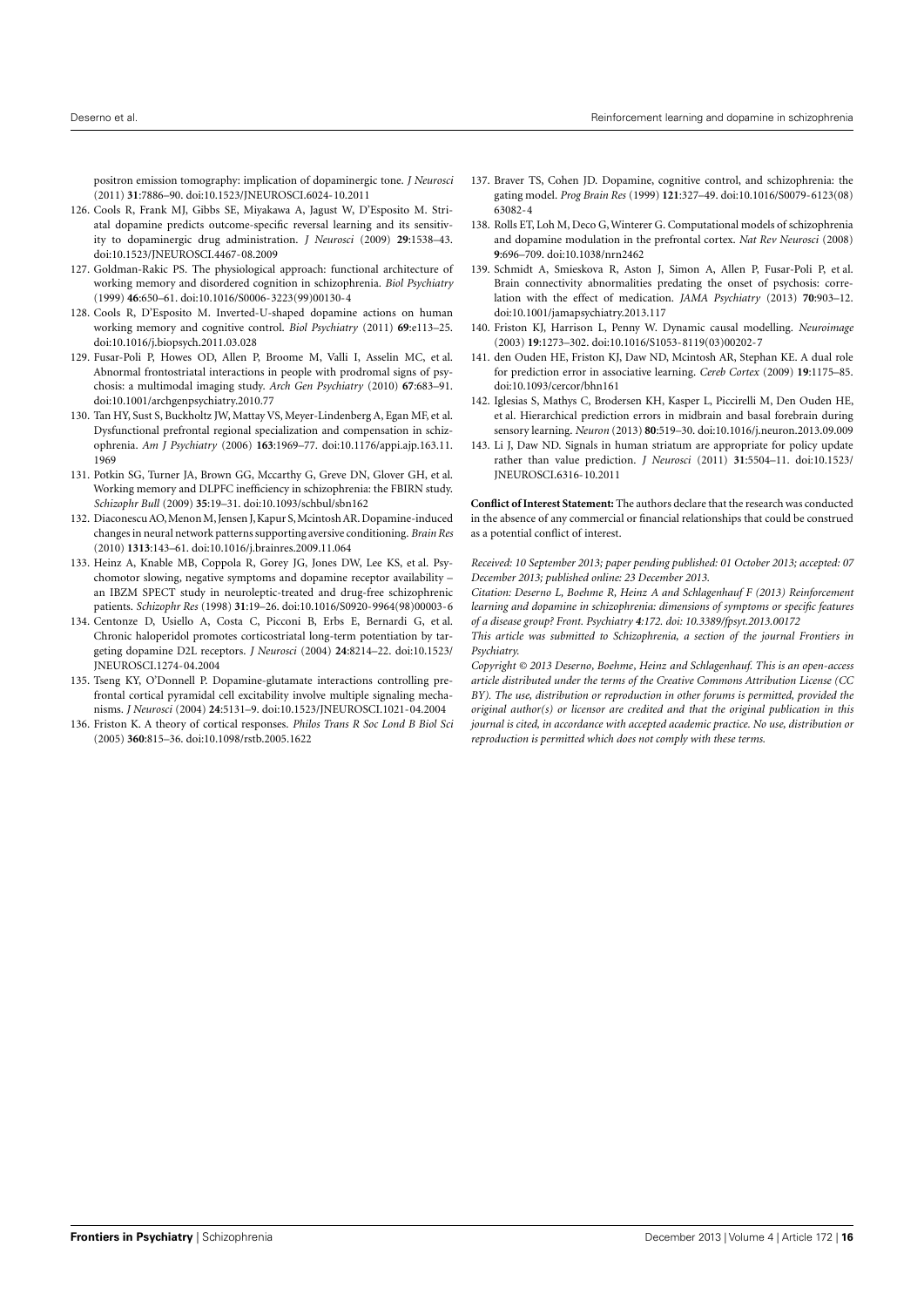positron emission tomography: implication of dopaminergic tone. *J Neurosci* (2011) **31**:7886–90. doi:10.1523/JNEUROSCI.6024-10.2011

126. Cools R, Frank MJ, Gibbs SE, Miyakawa A, Jagust W, D'Esposito M. Striatal dopamine predicts outcome-specific reversal learning and its sensitivity to dopaminergic drug administration. *J Neurosci* (2009) **29**:1538–43. doi:10.1523/JNEUROSCI.4467-08.2009
127. Goldman-Rakic PS. The physiological approach: functional architecture of working memory and disordered cognition in schizophrenia. *Biol Psychiatry* (1999) **46**:650–61. doi:10.1016/S0006-3223(99)00130-4
128. Cools R, D'Esposito M. Inverted-U-shaped dopamine actions on human working memory and cognitive control. *Biol Psychiatry* (2011) **69**:e113–25. doi:10.1016/j.biopsych.2011.03.028
129. Fusar-Poli P, Howes OD, Allen P, Broome M, Valli I, Asselin MC, et al. Abnormal frontostriatal interactions in people with prodromal signs of psychosis: a multimodal imaging study. *Arch Gen Psychiatry* (2010) **67**:683–91. doi:10.1001/archgenpsychiatry.2010.77
130. Tan HY, Sust S, Buckholtz JW, Mattay VS, Meyer-Lindenberg A, Egan MF, et al. Dysfunctional prefrontal regional specialization and compensation in schizophrenia. *Am J Psychiatry* (2006) **163**:1969–77. doi:10.1176/appi.ajp.163.11.1969
131. Potkin SG, Turner JA, Brown GG, Mccarthy G, Greve DN, Glover GH, et al. Working memory and DLPFC inefficiency in schizophrenia: the FBIRN study. *Schizophr Bull* (2009) **35**:19–31. doi:10.1093/schbul/sbn162
132. Diaconescu AO, Menon M, Jensen J, Kapur S, Mcintosh AR. Dopamine-induced changes in neural network patterns supporting aversive conditioning. *Brain Res* (2010) **1313**:143–61. doi:10.1016/j.brainres.2009.11.064
133. Heinz A, Knable MB, Coppola R, Gorey JG, Jones DW, Lee KS, et al. Psychomotor slowing, negative symptoms and dopamine receptor availability – an IBZM SPECT study in neuroleptic-treated and drug-free schizophrenic patients. *Schizophr Res* (1998) **31**:19–26. doi:10.1016/S0920-9964(98)00003-6
134. Centonze D, Usiello A, Costa C, Picconi B, Erbs E, Bernardi G, et al. Chronic haloperidol promotes corticostriatal long-term potentiation by targeting dopamine D2L receptors. *J Neurosci* (2004) **24**:8214–22. doi:10.1523/JNEUROSCI.1274-04.2004
135. Tseng KY, O'Donnell P. Dopamine-glutamate interactions controlling prefrontal cortical pyramidal cell excitability involve multiple signaling mechanisms. *J Neurosci* (2004) **24**:5131–9. doi:10.1523/JNEUROSCI.1021-04.2004
136. Friston K. A theory of cortical responses. *Philos Trans R Soc Lond B Biol Sci* (2005) **360**:815–36. doi:10.1098/rstb.2005.1622
137. Braver TS, Cohen JD. Dopamine, cognitive control, and schizophrenia: the gating model. *Prog Brain Res* (1999) **121**:327–49. doi:10.1016/S0079-6123(08)63082-4
138. Rolls ET, Loh M, Deco G, Winterer G. Computational models of schizophrenia and dopamine modulation in the prefrontal cortex. *Nat Rev Neurosci* (2008) **9**:696–709. doi:10.1038/nrn2462
139. Schmidt A, Smieskova R, Aston J, Simon A, Allen P, Fusar-Poli P, et al. Brain connectivity abnormalities predating the onset of psychosis: correlation with the effect of medication. *JAMA Psychiatry* (2013) **70**:903–12. doi:10.1001/jamapsychiatry.2013.117
140. Friston KJ, Harrison L, Penny W. Dynamic causal modelling. *Neuroimage* (2003) **19**:1273–302. doi:10.1016/S1053-8119(03)00202-7
141. den Ouden HE, Friston KJ, Daw ND, Mcintosh AR, Stephan KE. A dual role for prediction error in associative learning. *Cereb Cortex* (2009) **19**:1175–85. doi:10.1093/cercor/bhn161
142. Iglesias S, Mathys C, Brodersen KH, Kasper L, Piccirelli M, Den Ouden HE, et al. Hierarchical prediction errors in midbrain and basal forebrain during sensory learning. *Neuron* (2013) **80**:519–30. doi:10.1016/j.neuron.2013.09.009
143. Li J, Daw ND. Signals in human striatum are appropriate for policy update rather than value prediction. *J Neurosci* (2011) **31**:5504–11. doi:10.1523/JNEUROSCI.6316-10.2011

**Conflict of Interest Statement:** The authors declare that the research was conducted in the absence of any commercial or financial relationships that could be construed as a potential conflict of interest.

*Received: 10 September 2013; paper pending published: 01 October 2013; accepted: 07 December 2013; published online: 23 December 2013.*

*Citation: Deserno L, Boehme R, Heinz A and Schlagenhauf F (2013) Reinforcement learning and dopamine in schizophrenia: dimensions of symptoms or specific features of a disease group? Front. Psychiatry **4**:172. doi: 10.3389/fpsyt.2013.00172*

*This article was submitted to Schizophrenia, a section of the journal Frontiers in Psychiatry.*

*Copyright © 2013 Deserno, Boehme, Heinz and Schlagenhauf. This is an open-access article distributed under the terms of the Creative Commons Attribution License (CC BY). The use, distribution or reproduction in other forums is permitted, provided the original author(s) or licensor are credited and that the original publication in this journal is cited, in accordance with accepted academic practice. No use, distribution or reproduction is permitted which does not comply with these terms.*